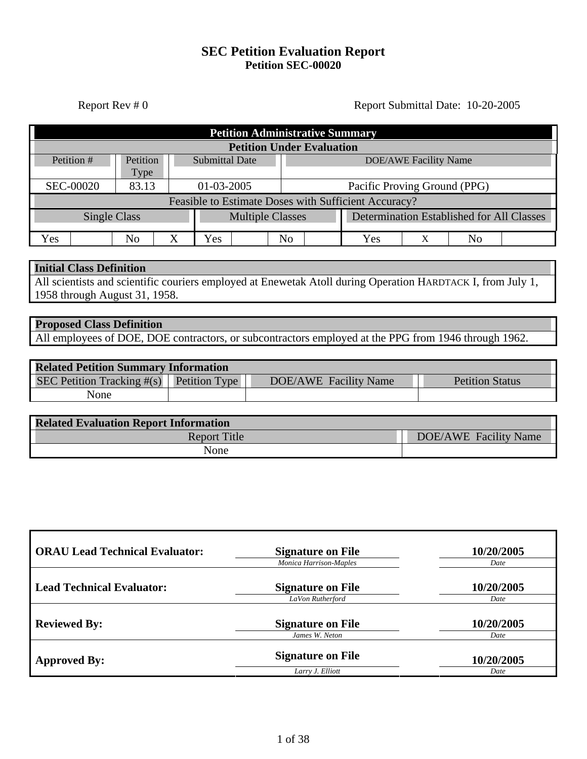# SEC Petition Evaluation Report
## Petition SEC-00020

Report Rev # 0 | Report Submittal Date: 10-20-2005

| Petition Administrative Summary | | | |
|---|---|---|---|
| **Petition Under Evaluation** | | | |
| Petition # | Petition Type | Submittal Date | DOE/AWE Facility Name |
| SEC-00020 | 83.13 | 01-03-2005 | Pacific Proving Ground (PPG) |

| Feasible to Estimate Doses with Sufficient Accuracy? | | | | | |
|---|---|---|---|---|---|
| Single Class | | Multiple Classes | | Determination Established for All Classes | |
| Yes | No | Yes | No | Yes | No |
| | X | | | X | |

| Initial Class Definition |
|---|
| All scientists and scientific couriers employed at Enewetak Atoll during Operation HARDTACK I, from July 1, 1958 through August 31, 1958. |

| Proposed Class Definition |
|---|
| All employees of DOE, DOE contractors, or subcontractors employed at the PPG from 1946 through 1962. |

| Related Petition Summary Information | | | |
|---|---|---|---|
| SEC Petition Tracking #(s) | Petition Type | DOE/AWE Facility Name | Petition Status |
| None | | | |

| Related Evaluation Report Information | |
|---|---|
| Report Title | DOE/AWE Facility Name |
| None | |

| | Signature | Date |
|---|---|---|
| **ORAU Lead Technical Evaluator:** | **Signature on File** *Monica Harrison-Maples* | **10/20/2005** |
| **Lead Technical Evaluator:** | **Signature on File** *LaVon Rutherford* | **10/20/2005** |
| **Reviewed By:** | **Signature on File** *James W. Neton* | **10/20/2005** |
| **Approved By:** | **Signature on File** *Larry J. Elliott* | **10/20/2005** |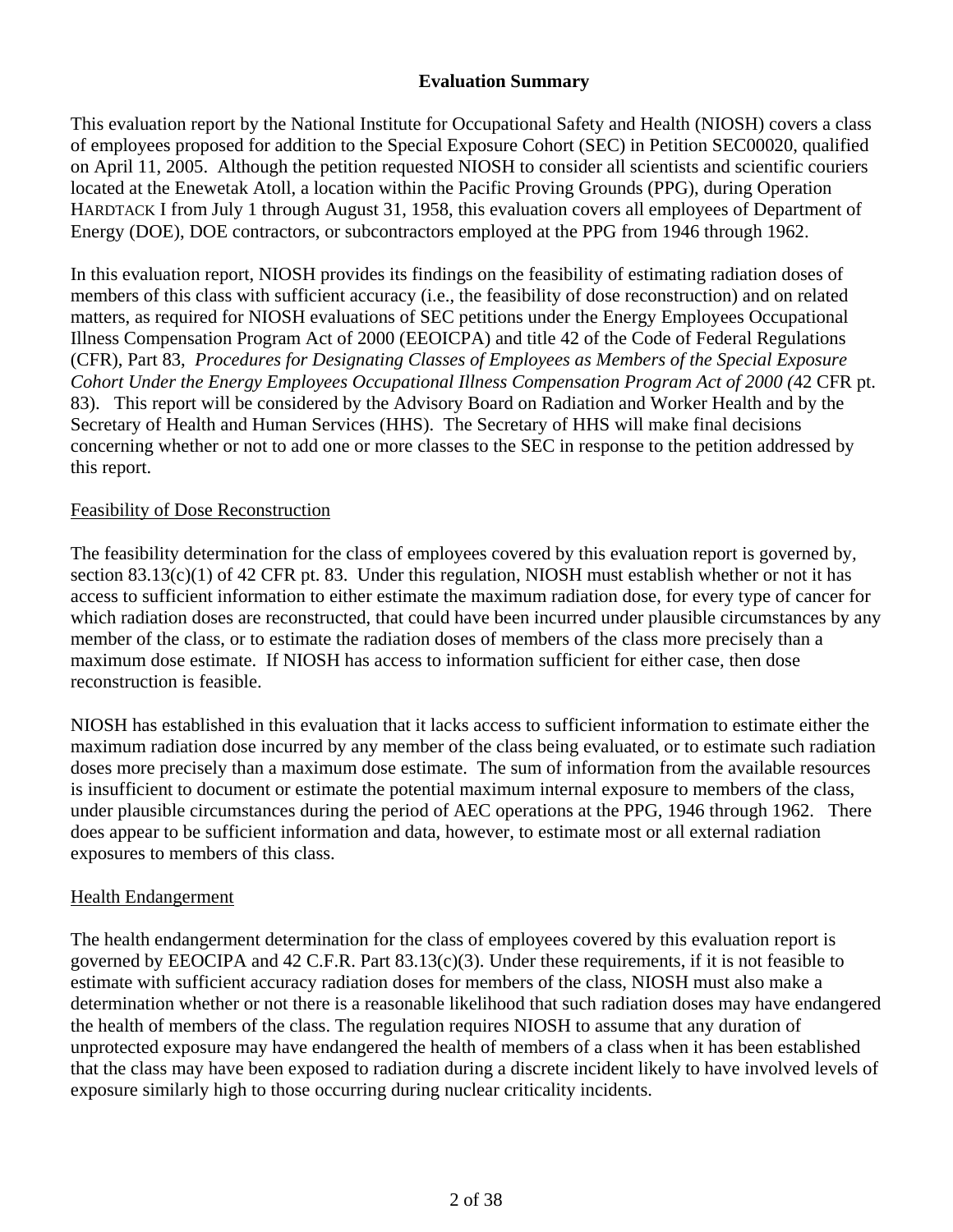## Evaluation Summary

This evaluation report by the National Institute for Occupational Safety and Health (NIOSH) covers a class of employees proposed for addition to the Special Exposure Cohort (SEC) in Petition SEC00020, qualified on April 11, 2005. Although the petition requested NIOSH to consider all scientists and scientific couriers located at the Enewetak Atoll, a location within the Pacific Proving Grounds (PPG), during Operation HARDTACK I from July 1 through August 31, 1958, this evaluation covers all employees of Department of Energy (DOE), DOE contractors, or subcontractors employed at the PPG from 1946 through 1962.

In this evaluation report, NIOSH provides its findings on the feasibility of estimating radiation doses of members of this class with sufficient accuracy (i.e., the feasibility of dose reconstruction) and on related matters, as required for NIOSH evaluations of SEC petitions under the Energy Employees Occupational Illness Compensation Program Act of 2000 (EEOICPA) and title 42 of the Code of Federal Regulations (CFR), Part 83, *Procedures for Designating Classes of Employees as Members of the Special Exposure Cohort Under the Energy Employees Occupational Illness Compensation Program Act of 2000 (*42 CFR pt. 83). This report will be considered by the Advisory Board on Radiation and Worker Health and by the Secretary of Health and Human Services (HHS). The Secretary of HHS will make final decisions concerning whether or not to add one or more classes to the SEC in response to the petition addressed by this report.

### Feasibility of Dose Reconstruction

The feasibility determination for the class of employees covered by this evaluation report is governed by, section 83.13(c)(1) of 42 CFR pt. 83. Under this regulation, NIOSH must establish whether or not it has access to sufficient information to either estimate the maximum radiation dose, for every type of cancer for which radiation doses are reconstructed, that could have been incurred under plausible circumstances by any member of the class, or to estimate the radiation doses of members of the class more precisely than a maximum dose estimate. If NIOSH has access to information sufficient for either case, then dose reconstruction is feasible.

NIOSH has established in this evaluation that it lacks access to sufficient information to estimate either the maximum radiation dose incurred by any member of the class being evaluated, or to estimate such radiation doses more precisely than a maximum dose estimate. The sum of information from the available resources is insufficient to document or estimate the potential maximum internal exposure to members of the class, under plausible circumstances during the period of AEC operations at the PPG, 1946 through 1962. There does appear to be sufficient information and data, however, to estimate most or all external radiation exposures to members of this class.

### Health Endangerment

The health endangerment determination for the class of employees covered by this evaluation report is governed by EEOCIPA and 42 C.F.R. Part 83.13(c)(3). Under these requirements, if it is not feasible to estimate with sufficient accuracy radiation doses for members of the class, NIOSH must also make a determination whether or not there is a reasonable likelihood that such radiation doses may have endangered the health of members of the class. The regulation requires NIOSH to assume that any duration of unprotected exposure may have endangered the health of members of a class when it has been established that the class may have been exposed to radiation during a discrete incident likely to have involved levels of exposure similarly high to those occurring during nuclear criticality incidents.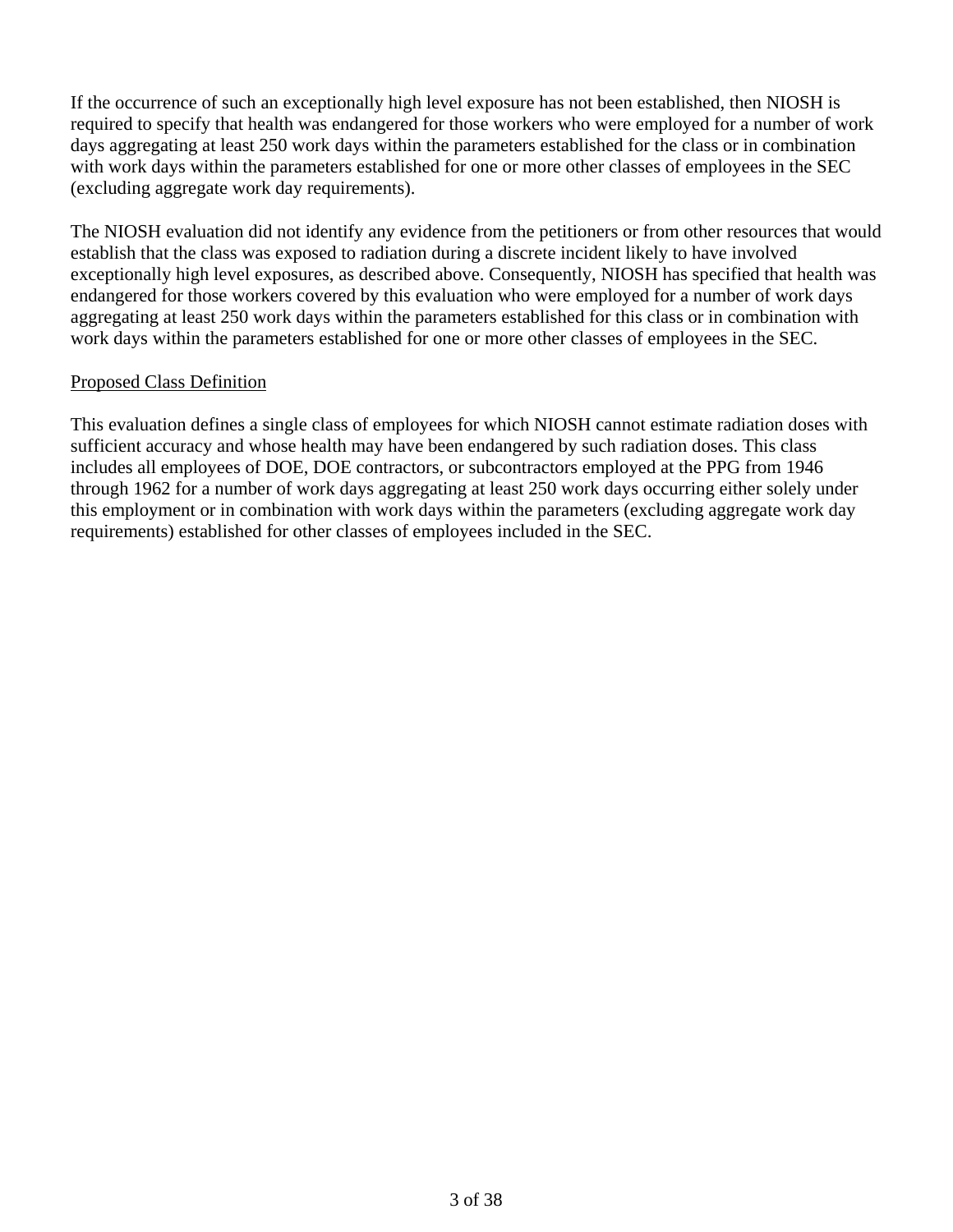If the occurrence of such an exceptionally high level exposure has not been established, then NIOSH is required to specify that health was endangered for those workers who were employed for a number of work days aggregating at least 250 work days within the parameters established for the class or in combination with work days within the parameters established for one or more other classes of employees in the SEC (excluding aggregate work day requirements).

The NIOSH evaluation did not identify any evidence from the petitioners or from other resources that would establish that the class was exposed to radiation during a discrete incident likely to have involved exceptionally high level exposures, as described above. Consequently, NIOSH has specified that health was endangered for those workers covered by this evaluation who were employed for a number of work days aggregating at least 250 work days within the parameters established for this class or in combination with work days within the parameters established for one or more other classes of employees in the SEC.

Proposed Class Definition

This evaluation defines a single class of employees for which NIOSH cannot estimate radiation doses with sufficient accuracy and whose health may have been endangered by such radiation doses. This class includes all employees of DOE, DOE contractors, or subcontractors employed at the PPG from 1946 through 1962 for a number of work days aggregating at least 250 work days occurring either solely under this employment or in combination with work days within the parameters (excluding aggregate work day requirements) established for other classes of employees included in the SEC.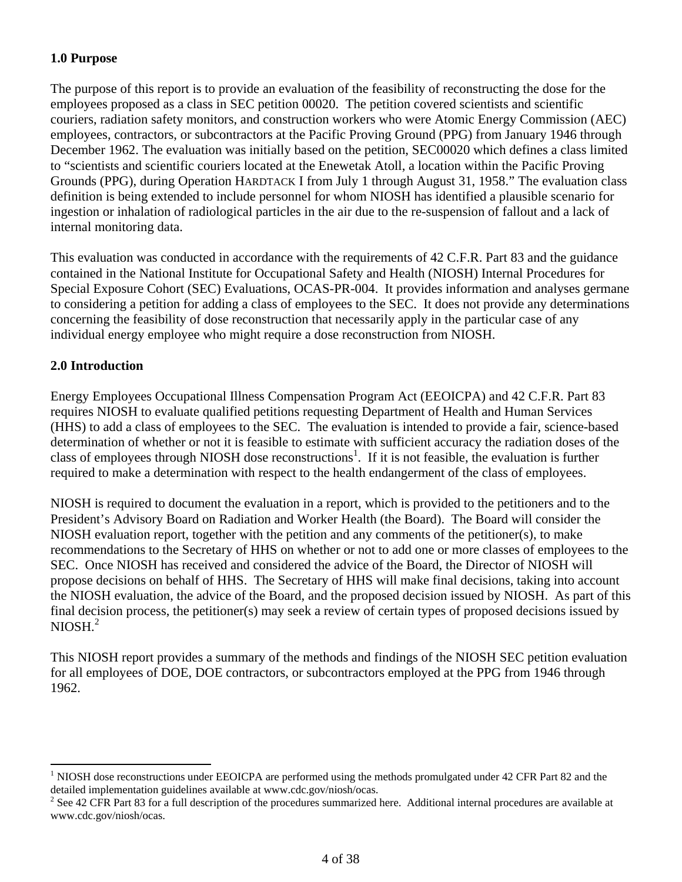## 1.0 Purpose

The purpose of this report is to provide an evaluation of the feasibility of reconstructing the dose for the employees proposed as a class in SEC petition 00020. The petition covered scientists and scientific couriers, radiation safety monitors, and construction workers who were Atomic Energy Commission (AEC) employees, contractors, or subcontractors at the Pacific Proving Ground (PPG) from January 1946 through December 1962. The evaluation was initially based on the petition, SEC00020 which defines a class limited to "scientists and scientific couriers located at the Enewetak Atoll, a location within the Pacific Proving Grounds (PPG), during Operation HARDTACK I from July 1 through August 31, 1958." The evaluation class definition is being extended to include personnel for whom NIOSH has identified a plausible scenario for ingestion or inhalation of radiological particles in the air due to the re-suspension of fallout and a lack of internal monitoring data.

This evaluation was conducted in accordance with the requirements of 42 C.F.R. Part 83 and the guidance contained in the National Institute for Occupational Safety and Health (NIOSH) Internal Procedures for Special Exposure Cohort (SEC) Evaluations, OCAS-PR-004. It provides information and analyses germane to considering a petition for adding a class of employees to the SEC. It does not provide any determinations concerning the feasibility of dose reconstruction that necessarily apply in the particular case of any individual energy employee who might require a dose reconstruction from NIOSH.

## 2.0 Introduction

Energy Employees Occupational Illness Compensation Program Act (EEOICPA) and 42 C.F.R. Part 83 requires NIOSH to evaluate qualified petitions requesting Department of Health and Human Services (HHS) to add a class of employees to the SEC. The evaluation is intended to provide a fair, science-based determination of whether or not it is feasible to estimate with sufficient accuracy the radiation doses of the class of employees through NIOSH dose reconstructions[1]. If it is not feasible, the evaluation is further required to make a determination with respect to the health endangerment of the class of employees.

NIOSH is required to document the evaluation in a report, which is provided to the petitioners and to the President's Advisory Board on Radiation and Worker Health (the Board). The Board will consider the NIOSH evaluation report, together with the petition and any comments of the petitioner(s), to make recommendations to the Secretary of HHS on whether or not to add one or more classes of employees to the SEC. Once NIOSH has received and considered the advice of the Board, the Director of NIOSH will propose decisions on behalf of HHS. The Secretary of HHS will make final decisions, taking into account the NIOSH evaluation, the advice of the Board, and the proposed decision issued by NIOSH. As part of this final decision process, the petitioner(s) may seek a review of certain types of proposed decisions issued by NIOSH.[2]

This NIOSH report provides a summary of the methods and findings of the NIOSH SEC petition evaluation for all employees of DOE, DOE contractors, or subcontractors employed at the PPG from 1946 through 1962.

---

[1] NIOSH dose reconstructions under EEOICPA are performed using the methods promulgated under 42 CFR Part 82 and the detailed implementation guidelines available at www.cdc.gov/niosh/ocas.

[2] See 42 CFR Part 83 for a full description of the procedures summarized here. Additional internal procedures are available at www.cdc.gov/niosh/ocas.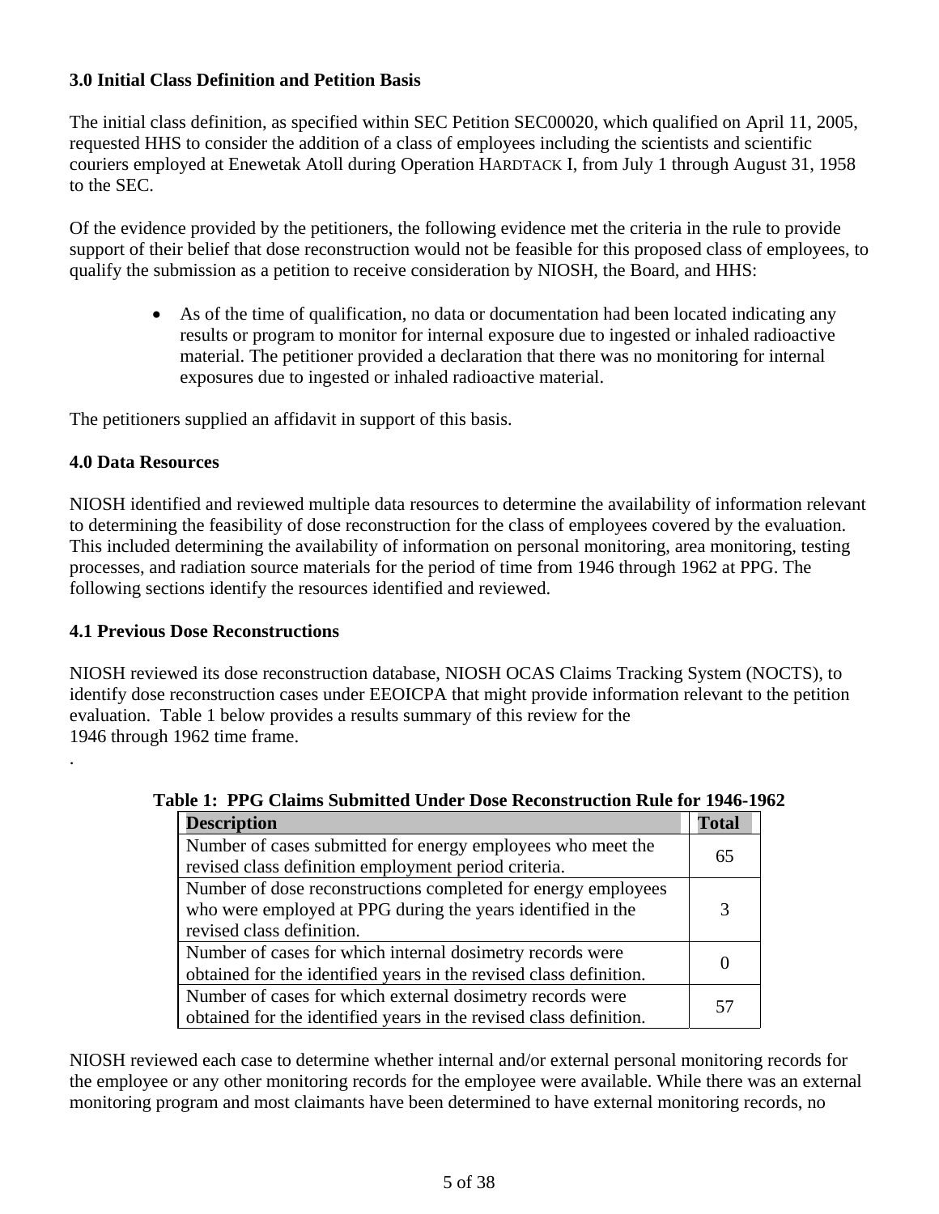### 3.0 Initial Class Definition and Petition Basis

The initial class definition, as specified within SEC Petition SEC00020, which qualified on April 11, 2005, requested HHS to consider the addition of a class of employees including the scientists and scientific couriers employed at Enewetak Atoll during Operation HARDTACK I, from July 1 through August 31, 1958 to the SEC.

Of the evidence provided by the petitioners, the following evidence met the criteria in the rule to provide support of their belief that dose reconstruction would not be feasible for this proposed class of employees, to qualify the submission as a petition to receive consideration by NIOSH, the Board, and HHS:

- As of the time of qualification, no data or documentation had been located indicating any results or program to monitor for internal exposure due to ingested or inhaled radioactive material. The petitioner provided a declaration that there was no monitoring for internal exposures due to ingested or inhaled radioactive material.

The petitioners supplied an affidavit in support of this basis.

### 4.0 Data Resources

NIOSH identified and reviewed multiple data resources to determine the availability of information relevant to determining the feasibility of dose reconstruction for the class of employees covered by the evaluation. This included determining the availability of information on personal monitoring, area monitoring, testing processes, and radiation source materials for the period of time from 1946 through 1962 at PPG. The following sections identify the resources identified and reviewed.

### 4.1 Previous Dose Reconstructions

NIOSH reviewed its dose reconstruction database, NIOSH OCAS Claims Tracking System (NOCTS), to identify dose reconstruction cases under EEOICPA that might provide information relevant to the petition evaluation. Table 1 below provides a results summary of this review for the 1946 through 1962 time frame.

.

**Table 1: PPG Claims Submitted Under Dose Reconstruction Rule for 1946-1962**

| Description | Total |
|---|---|
| Number of cases submitted for energy employees who meet the revised class definition employment period criteria. | 65 |
| Number of dose reconstructions completed for energy employees who were employed at PPG during the years identified in the revised class definition. | 3 |
| Number of cases for which internal dosimetry records were obtained for the identified years in the revised class definition. | 0 |
| Number of cases for which external dosimetry records were obtained for the identified years in the revised class definition. | 57 |

NIOSH reviewed each case to determine whether internal and/or external personal monitoring records for the employee or any other monitoring records for the employee were available. While there was an external monitoring program and most claimants have been determined to have external monitoring records, no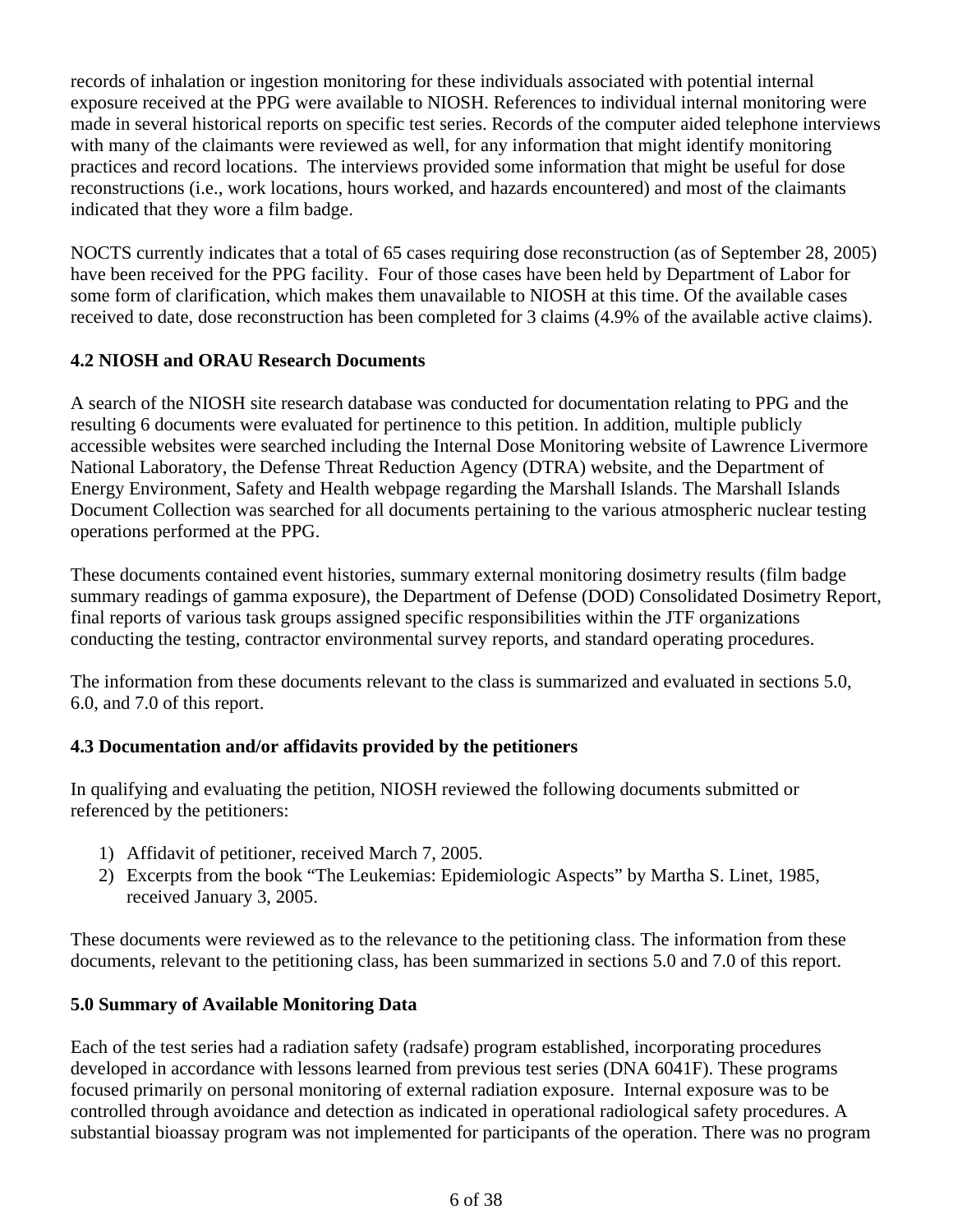records of inhalation or ingestion monitoring for these individuals associated with potential internal exposure received at the PPG were available to NIOSH. References to individual internal monitoring were made in several historical reports on specific test series. Records of the computer aided telephone interviews with many of the claimants were reviewed as well, for any information that might identify monitoring practices and record locations. The interviews provided some information that might be useful for dose reconstructions (i.e., work locations, hours worked, and hazards encountered) and most of the claimants indicated that they wore a film badge.

NOCTS currently indicates that a total of 65 cases requiring dose reconstruction (as of September 28, 2005) have been received for the PPG facility. Four of those cases have been held by Department of Labor for some form of clarification, which makes them unavailable to NIOSH at this time. Of the available cases received to date, dose reconstruction has been completed for 3 claims (4.9% of the available active claims).

### 4.2 NIOSH and ORAU Research Documents

A search of the NIOSH site research database was conducted for documentation relating to PPG and the resulting 6 documents were evaluated for pertinence to this petition. In addition, multiple publicly accessible websites were searched including the Internal Dose Monitoring website of Lawrence Livermore National Laboratory, the Defense Threat Reduction Agency (DTRA) website, and the Department of Energy Environment, Safety and Health webpage regarding the Marshall Islands. The Marshall Islands Document Collection was searched for all documents pertaining to the various atmospheric nuclear testing operations performed at the PPG.

These documents contained event histories, summary external monitoring dosimetry results (film badge summary readings of gamma exposure), the Department of Defense (DOD) Consolidated Dosimetry Report, final reports of various task groups assigned specific responsibilities within the JTF organizations conducting the testing, contractor environmental survey reports, and standard operating procedures.

The information from these documents relevant to the class is summarized and evaluated in sections 5.0, 6.0, and 7.0 of this report.

### 4.3 Documentation and/or affidavits provided by the petitioners

In qualifying and evaluating the petition, NIOSH reviewed the following documents submitted or referenced by the petitioners:

1) Affidavit of petitioner, received March 7, 2005.
2) Excerpts from the book "The Leukemias: Epidemiologic Aspects" by Martha S. Linet, 1985, received January 3, 2005.

These documents were reviewed as to the relevance to the petitioning class. The information from these documents, relevant to the petitioning class, has been summarized in sections 5.0 and 7.0 of this report.

## 5.0 Summary of Available Monitoring Data

Each of the test series had a radiation safety (radsafe) program established, incorporating procedures developed in accordance with lessons learned from previous test series (DNA 6041F). These programs focused primarily on personal monitoring of external radiation exposure. Internal exposure was to be controlled through avoidance and detection as indicated in operational radiological safety procedures. A substantial bioassay program was not implemented for participants of the operation. There was no program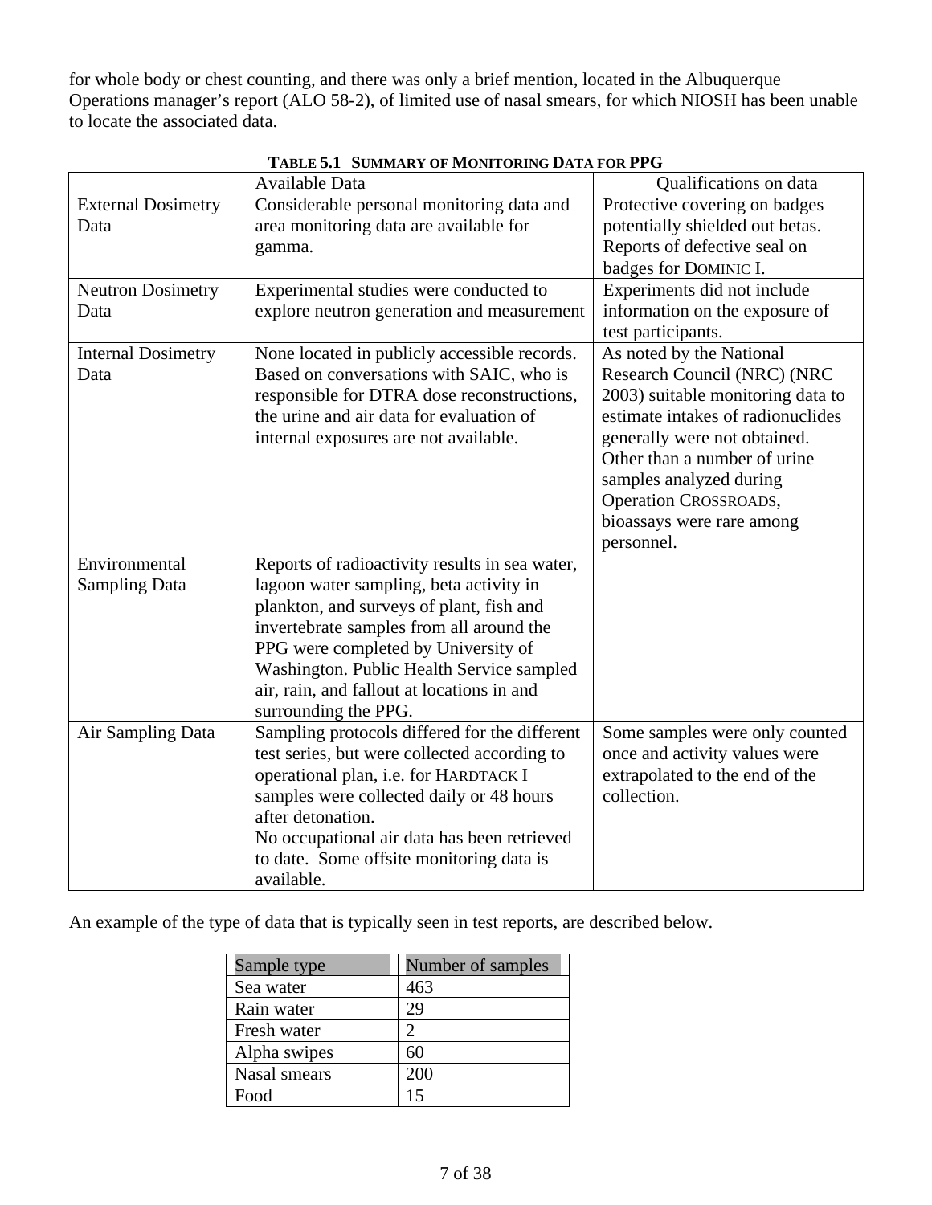for whole body or chest counting, and there was only a brief mention, located in the Albuquerque Operations manager's report (ALO 58-2), of limited use of nasal smears, for which NIOSH has been unable to locate the associated data.

**TABLE 5.1 SUMMARY OF MONITORING DATA FOR PPG**

| | Available Data | Qualifications on data |
|---|---|---|
| External Dosimetry Data | Considerable personal monitoring data and area monitoring data are available for gamma. | Protective covering on badges potentially shielded out betas. Reports of defective seal on badges for DOMINIC I. |
| Neutron Dosimetry Data | Experimental studies were conducted to explore neutron generation and measurement | Experiments did not include information on the exposure of test participants. |
| Internal Dosimetry Data | None located in publicly accessible records. Based on conversations with SAIC, who is responsible for DTRA dose reconstructions, the urine and air data for evaluation of internal exposures are not available. | As noted by the National Research Council (NRC) (NRC 2003) suitable monitoring data to estimate intakes of radionuclides generally were not obtained. Other than a number of urine samples analyzed during Operation CROSSROADS, bioassays were rare among personnel. |
| Environmental Sampling Data | Reports of radioactivity results in sea water, lagoon water sampling, beta activity in plankton, and surveys of plant, fish and invertebrate samples from all around the PPG were completed by University of Washington. Public Health Service sampled air, rain, and fallout at locations in and surrounding the PPG. | |
| Air Sampling Data | Sampling protocols differed for the different test series, but were collected according to operational plan, i.e. for HARDTACK I samples were collected daily or 48 hours after detonation. No occupational air data has been retrieved to date. Some offsite monitoring data is available. | Some samples were only counted once and activity values were extrapolated to the end of the collection. |

An example of the type of data that is typically seen in test reports, are described below.

| Sample type | Number of samples |
|---|---|
| Sea water | 463 |
| Rain water | 29 |
| Fresh water | 2 |
| Alpha swipes | 60 |
| Nasal smears | 200 |
| Food | 15 |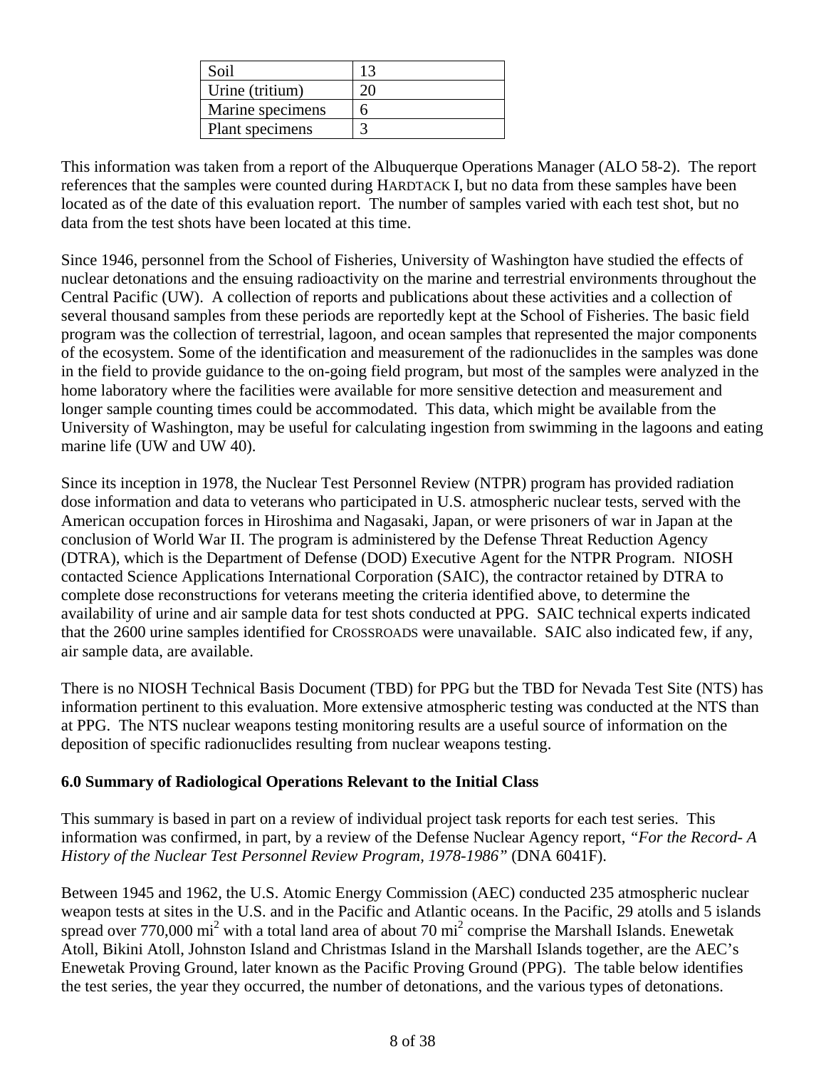| Soil | 13 |
|---|---|
| Urine (tritium) | 20 |
| Marine specimens | 6 |
| Plant specimens | 3 |

This information was taken from a report of the Albuquerque Operations Manager (ALO 58-2). The report references that the samples were counted during HARDTACK I, but no data from these samples have been located as of the date of this evaluation report. The number of samples varied with each test shot, but no data from the test shots have been located at this time.

Since 1946, personnel from the School of Fisheries, University of Washington have studied the effects of nuclear detonations and the ensuing radioactivity on the marine and terrestrial environments throughout the Central Pacific (UW). A collection of reports and publications about these activities and a collection of several thousand samples from these periods are reportedly kept at the School of Fisheries. The basic field program was the collection of terrestrial, lagoon, and ocean samples that represented the major components of the ecosystem. Some of the identification and measurement of the radionuclides in the samples was done in the field to provide guidance to the on-going field program, but most of the samples were analyzed in the home laboratory where the facilities were available for more sensitive detection and measurement and longer sample counting times could be accommodated. This data, which might be available from the University of Washington, may be useful for calculating ingestion from swimming in the lagoons and eating marine life (UW and UW 40).

Since its inception in 1978, the Nuclear Test Personnel Review (NTPR) program has provided radiation dose information and data to veterans who participated in U.S. atmospheric nuclear tests, served with the American occupation forces in Hiroshima and Nagasaki, Japan, or were prisoners of war in Japan at the conclusion of World War II. The program is administered by the Defense Threat Reduction Agency (DTRA), which is the Department of Defense (DOD) Executive Agent for the NTPR Program. NIOSH contacted Science Applications International Corporation (SAIC), the contractor retained by DTRA to complete dose reconstructions for veterans meeting the criteria identified above, to determine the availability of urine and air sample data for test shots conducted at PPG. SAIC technical experts indicated that the 2600 urine samples identified for CROSSROADS were unavailable. SAIC also indicated few, if any, air sample data, are available.

There is no NIOSH Technical Basis Document (TBD) for PPG but the TBD for Nevada Test Site (NTS) has information pertinent to this evaluation. More extensive atmospheric testing was conducted at the NTS than at PPG. The NTS nuclear weapons testing monitoring results are a useful source of information on the deposition of specific radionuclides resulting from nuclear weapons testing.

## 6.0 Summary of Radiological Operations Relevant to the Initial Class

This summary is based in part on a review of individual project task reports for each test series. This information was confirmed, in part, by a review of the Defense Nuclear Agency report, *"For the Record- A History of the Nuclear Test Personnel Review Program, 1978-1986"* (DNA 6041F).

Between 1945 and 1962, the U.S. Atomic Energy Commission (AEC) conducted 235 atmospheric nuclear weapon tests at sites in the U.S. and in the Pacific and Atlantic oceans. In the Pacific, 29 atolls and 5 islands spread over 770,000 $mi^2$ with a total land area of about 70 $mi^2$ comprise the Marshall Islands. Enewetak Atoll, Bikini Atoll, Johnston Island and Christmas Island in the Marshall Islands together, are the AEC's Enewetak Proving Ground, later known as the Pacific Proving Ground (PPG). The table below identifies the test series, the year they occurred, the number of detonations, and the various types of detonations.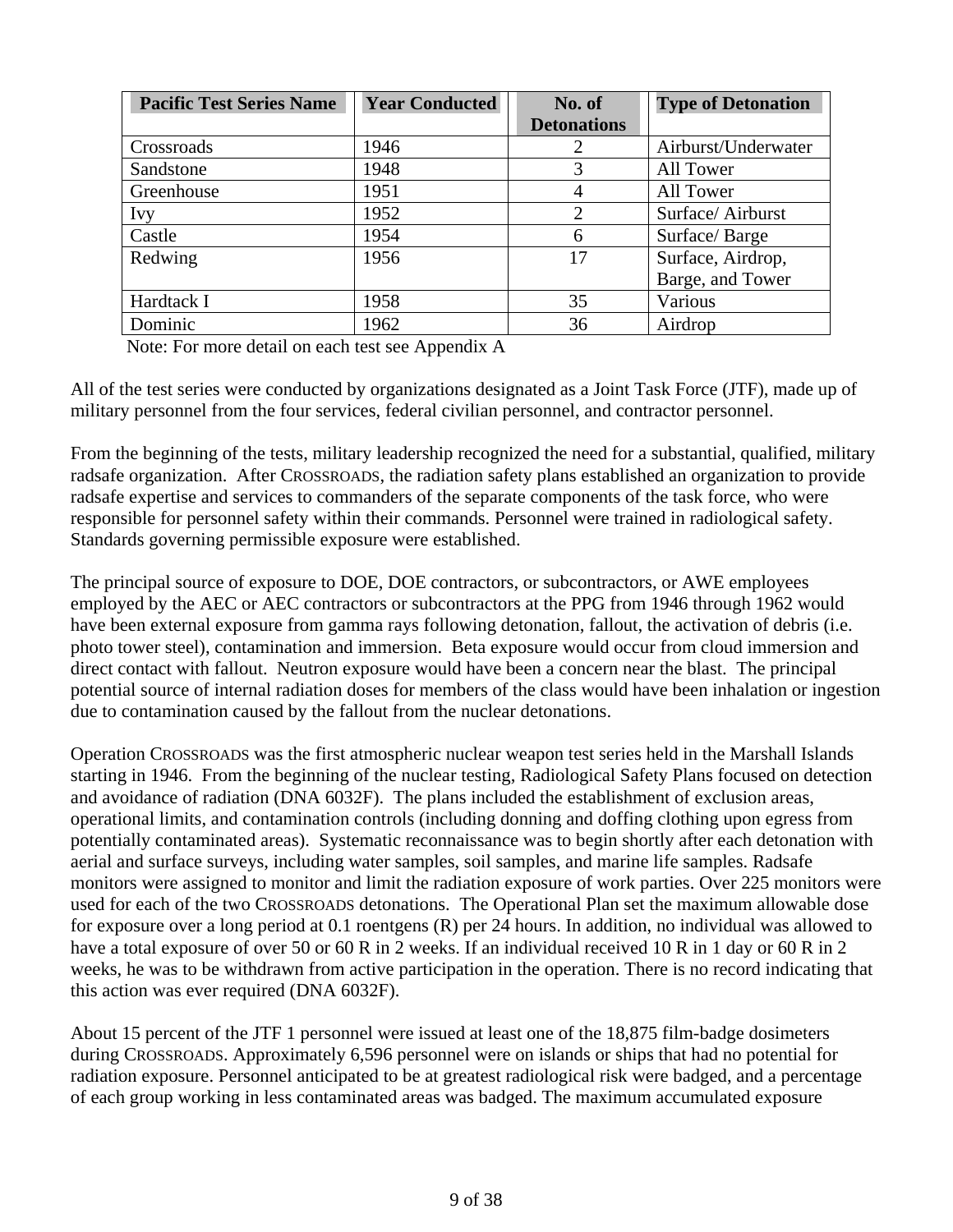| Pacific Test Series Name | Year Conducted | No. of Detonations | Type of Detonation |
|---|---|---|---|
| Crossroads | 1946 | 2 | Airburst/Underwater |
| Sandstone | 1948 | 3 | All Tower |
| Greenhouse | 1951 | 4 | All Tower |
| Ivy | 1952 | 2 | Surface/ Airburst |
| Castle | 1954 | 6 | Surface/ Barge |
| Redwing | 1956 | 17 | Surface, Airdrop, Barge, and Tower |
| Hardtack I | 1958 | 35 | Various |
| Dominic | 1962 | 36 | Airdrop |

Note: For more detail on each test see Appendix A

All of the test series were conducted by organizations designated as a Joint Task Force (JTF), made up of military personnel from the four services, federal civilian personnel, and contractor personnel.

From the beginning of the tests, military leadership recognized the need for a substantial, qualified, military radsafe organization. After CROSSROADS, the radiation safety plans established an organization to provide radsafe expertise and services to commanders of the separate components of the task force, who were responsible for personnel safety within their commands. Personnel were trained in radiological safety. Standards governing permissible exposure were established.

The principal source of exposure to DOE, DOE contractors, or subcontractors, or AWE employees employed by the AEC or AEC contractors or subcontractors at the PPG from 1946 through 1962 would have been external exposure from gamma rays following detonation, fallout, the activation of debris (i.e. photo tower steel), contamination and immersion. Beta exposure would occur from cloud immersion and direct contact with fallout. Neutron exposure would have been a concern near the blast. The principal potential source of internal radiation doses for members of the class would have been inhalation or ingestion due to contamination caused by the fallout from the nuclear detonations.

Operation CROSSROADS was the first atmospheric nuclear weapon test series held in the Marshall Islands starting in 1946. From the beginning of the nuclear testing, Radiological Safety Plans focused on detection and avoidance of radiation (DNA 6032F). The plans included the establishment of exclusion areas, operational limits, and contamination controls (including donning and doffing clothing upon egress from potentially contaminated areas). Systematic reconnaissance was to begin shortly after each detonation with aerial and surface surveys, including water samples, soil samples, and marine life samples. Radsafe monitors were assigned to monitor and limit the radiation exposure of work parties. Over 225 monitors were used for each of the two CROSSROADS detonations. The Operational Plan set the maximum allowable dose for exposure over a long period at 0.1 roentgens (R) per 24 hours. In addition, no individual was allowed to have a total exposure of over 50 or 60 R in 2 weeks. If an individual received 10 R in 1 day or 60 R in 2 weeks, he was to be withdrawn from active participation in the operation. There is no record indicating that this action was ever required (DNA 6032F).

About 15 percent of the JTF 1 personnel were issued at least one of the 18,875 film-badge dosimeters during CROSSROADS. Approximately 6,596 personnel were on islands or ships that had no potential for radiation exposure. Personnel anticipated to be at greatest radiological risk were badged, and a percentage of each group working in less contaminated areas was badged. The maximum accumulated exposure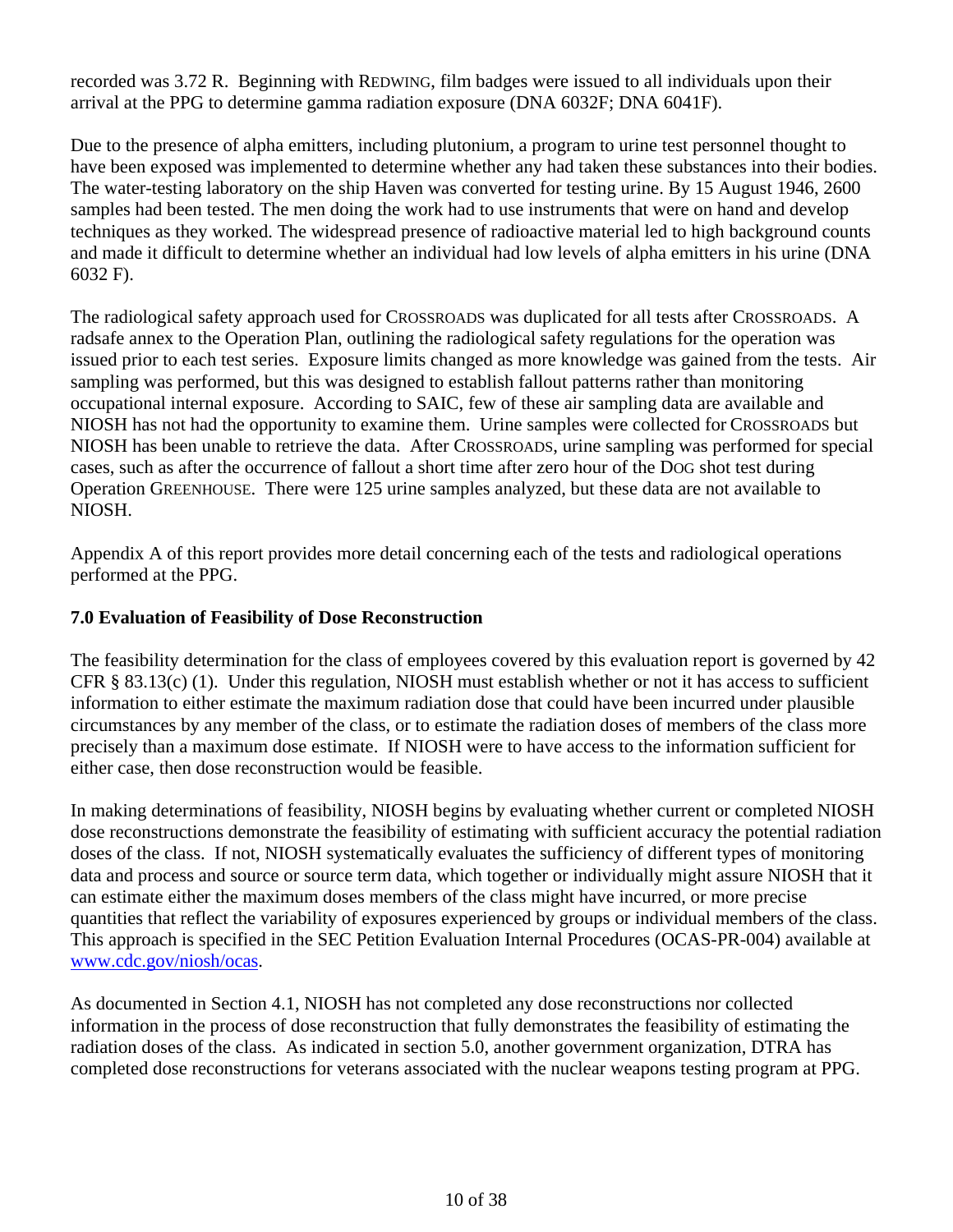recorded was 3.72 R. Beginning with REDWING, film badges were issued to all individuals upon their arrival at the PPG to determine gamma radiation exposure (DNA 6032F; DNA 6041F).

Due to the presence of alpha emitters, including plutonium, a program to urine test personnel thought to have been exposed was implemented to determine whether any had taken these substances into their bodies. The water-testing laboratory on the ship Haven was converted for testing urine. By 15 August 1946, 2600 samples had been tested. The men doing the work had to use instruments that were on hand and develop techniques as they worked. The widespread presence of radioactive material led to high background counts and made it difficult to determine whether an individual had low levels of alpha emitters in his urine (DNA 6032 F).

The radiological safety approach used for CROSSROADS was duplicated for all tests after CROSSROADS. A radsafe annex to the Operation Plan, outlining the radiological safety regulations for the operation was issued prior to each test series. Exposure limits changed as more knowledge was gained from the tests. Air sampling was performed, but this was designed to establish fallout patterns rather than monitoring occupational internal exposure. According to SAIC, few of these air sampling data are available and NIOSH has not had the opportunity to examine them. Urine samples were collected for CROSSROADS but NIOSH has been unable to retrieve the data. After CROSSROADS, urine sampling was performed for special cases, such as after the occurrence of fallout a short time after zero hour of the DOG shot test during Operation GREENHOUSE. There were 125 urine samples analyzed, but these data are not available to NIOSH.

Appendix A of this report provides more detail concerning each of the tests and radiological operations performed at the PPG.

## 7.0 Evaluation of Feasibility of Dose Reconstruction

The feasibility determination for the class of employees covered by this evaluation report is governed by 42 CFR § 83.13(c) (1). Under this regulation, NIOSH must establish whether or not it has access to sufficient information to either estimate the maximum radiation dose that could have been incurred under plausible circumstances by any member of the class, or to estimate the radiation doses of members of the class more precisely than a maximum dose estimate. If NIOSH were to have access to the information sufficient for either case, then dose reconstruction would be feasible.

In making determinations of feasibility, NIOSH begins by evaluating whether current or completed NIOSH dose reconstructions demonstrate the feasibility of estimating with sufficient accuracy the potential radiation doses of the class. If not, NIOSH systematically evaluates the sufficiency of different types of monitoring data and process and source or source term data, which together or individually might assure NIOSH that it can estimate either the maximum doses members of the class might have incurred, or more precise quantities that reflect the variability of exposures experienced by groups or individual members of the class. This approach is specified in the SEC Petition Evaluation Internal Procedures (OCAS-PR-004) available at www.cdc.gov/niosh/ocas.

As documented in Section 4.1, NIOSH has not completed any dose reconstructions nor collected information in the process of dose reconstruction that fully demonstrates the feasibility of estimating the radiation doses of the class. As indicated in section 5.0, another government organization, DTRA has completed dose reconstructions for veterans associated with the nuclear weapons testing program at PPG.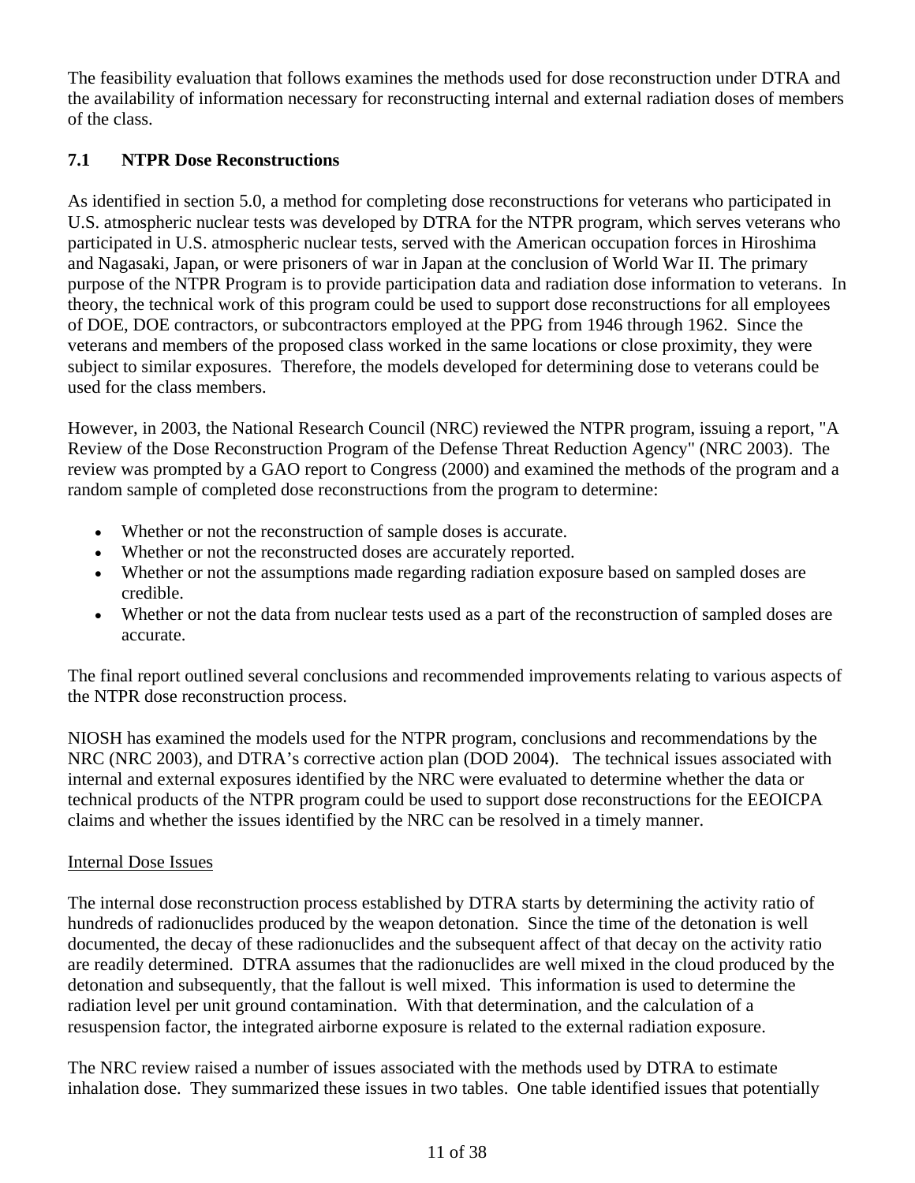The feasibility evaluation that follows examines the methods used for dose reconstruction under DTRA and the availability of information necessary for reconstructing internal and external radiation doses of members of the class.

### 7.1 NTPR Dose Reconstructions

As identified in section 5.0, a method for completing dose reconstructions for veterans who participated in U.S. atmospheric nuclear tests was developed by DTRA for the NTPR program, which serves veterans who participated in U.S. atmospheric nuclear tests, served with the American occupation forces in Hiroshima and Nagasaki, Japan, or were prisoners of war in Japan at the conclusion of World War II. The primary purpose of the NTPR Program is to provide participation data and radiation dose information to veterans. In theory, the technical work of this program could be used to support dose reconstructions for all employees of DOE, DOE contractors, or subcontractors employed at the PPG from 1946 through 1962. Since the veterans and members of the proposed class worked in the same locations or close proximity, they were subject to similar exposures. Therefore, the models developed for determining dose to veterans could be used for the class members.

However, in 2003, the National Research Council (NRC) reviewed the NTPR program, issuing a report, "A Review of the Dose Reconstruction Program of the Defense Threat Reduction Agency" (NRC 2003). The review was prompted by a GAO report to Congress (2000) and examined the methods of the program and a random sample of completed dose reconstructions from the program to determine:

- Whether or not the reconstruction of sample doses is accurate.
- Whether or not the reconstructed doses are accurately reported.
- Whether or not the assumptions made regarding radiation exposure based on sampled doses are credible.
- Whether or not the data from nuclear tests used as a part of the reconstruction of sampled doses are accurate.

The final report outlined several conclusions and recommended improvements relating to various aspects of the NTPR dose reconstruction process.

NIOSH has examined the models used for the NTPR program, conclusions and recommendations by the NRC (NRC 2003), and DTRA's corrective action plan (DOD 2004). The technical issues associated with internal and external exposures identified by the NRC were evaluated to determine whether the data or technical products of the NTPR program could be used to support dose reconstructions for the EEOICPA claims and whether the issues identified by the NRC can be resolved in a timely manner.

<u>Internal Dose Issues</u>

The internal dose reconstruction process established by DTRA starts by determining the activity ratio of hundreds of radionuclides produced by the weapon detonation. Since the time of the detonation is well documented, the decay of these radionuclides and the subsequent affect of that decay on the activity ratio are readily determined. DTRA assumes that the radionuclides are well mixed in the cloud produced by the detonation and subsequently, that the fallout is well mixed. This information is used to determine the radiation level per unit ground contamination. With that determination, and the calculation of a resuspension factor, the integrated airborne exposure is related to the external radiation exposure.

The NRC review raised a number of issues associated with the methods used by DTRA to estimate inhalation dose. They summarized these issues in two tables. One table identified issues that potentially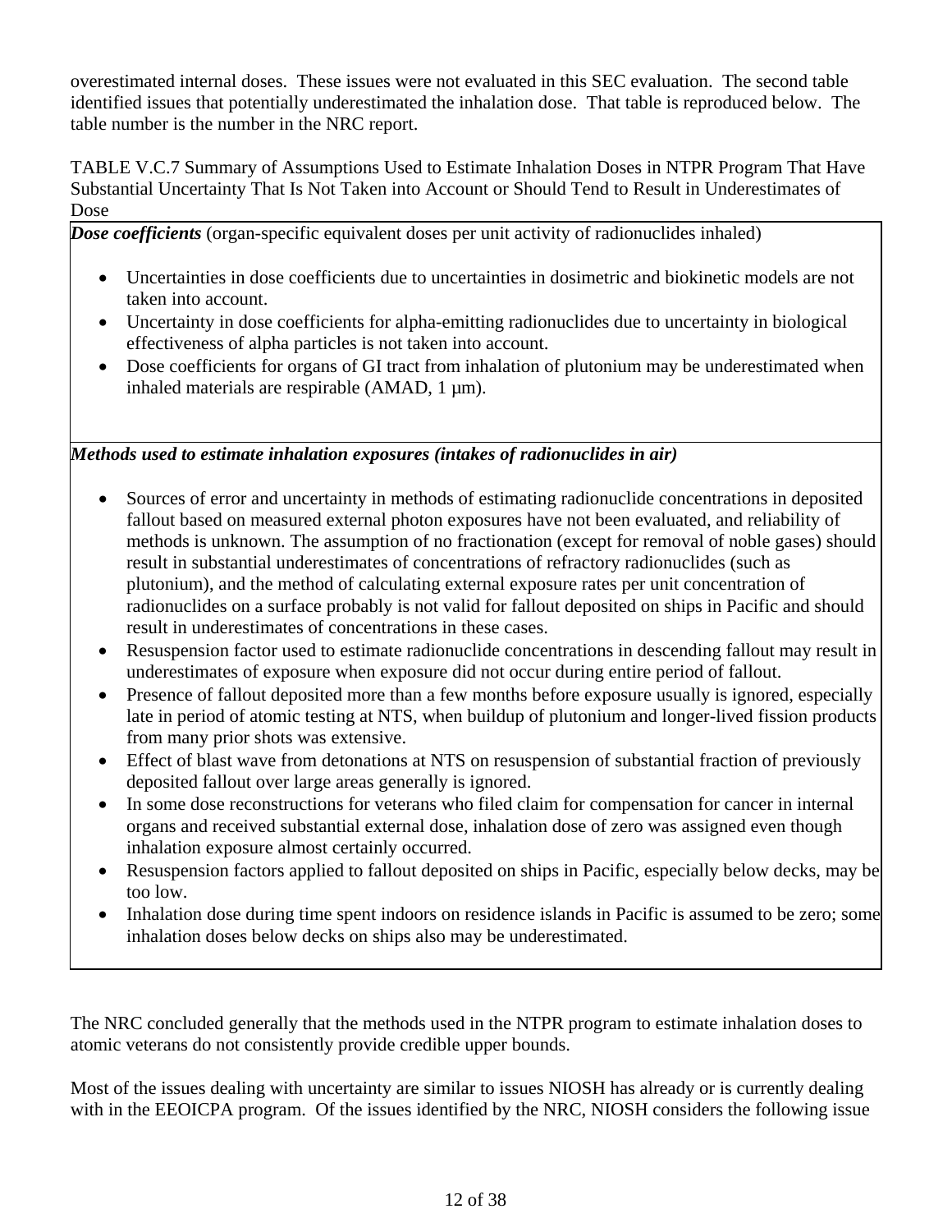overestimated internal doses. These issues were not evaluated in this SEC evaluation. The second table identified issues that potentially underestimated the inhalation dose. That table is reproduced below. The table number is the number in the NRC report.

TABLE V.C.7 Summary of Assumptions Used to Estimate Inhalation Doses in NTPR Program That Have Substantial Uncertainty That Is Not Taken into Account or Should Tend to Result in Underestimates of Dose

| ***Dose coefficients*** (organ-specific equivalent doses per unit activity of radionuclides inhaled)<br><br>• Uncertainties in dose coefficients due to uncertainties in dosimetric and biokinetic models are not taken into account.<br>• Uncertainty in dose coefficients for alpha-emitting radionuclides due to uncertainty in biological effectiveness of alpha particles is not taken into account.<br>• Dose coefficients for organs of GI tract from inhalation of plutonium may be underestimated when inhaled materials are respirable (AMAD, 1 µm). |
|---|
| ***Methods used to estimate inhalation exposures (intakes of radionuclides in air)***<br><br>• Sources of error and uncertainty in methods of estimating radionuclide concentrations in deposited fallout based on measured external photon exposures have not been evaluated, and reliability of methods is unknown. The assumption of no fractionation (except for removal of noble gases) should result in substantial underestimates of concentrations of refractory radionuclides (such as plutonium), and the method of calculating external exposure rates per unit concentration of radionuclides on a surface probably is not valid for fallout deposited on ships in Pacific and should result in underestimates of concentrations in these cases.<br>• Resuspension factor used to estimate radionuclide concentrations in descending fallout may result in underestimates of exposure when exposure did not occur during entire period of fallout.<br>• Presence of fallout deposited more than a few months before exposure usually is ignored, especially late in period of atomic testing at NTS, when buildup of plutonium and longer-lived fission products from many prior shots was extensive.<br>• Effect of blast wave from detonations at NTS on resuspension of substantial fraction of previously deposited fallout over large areas generally is ignored.<br>• In some dose reconstructions for veterans who filed claim for compensation for cancer in internal organs and received substantial external dose, inhalation dose of zero was assigned even though inhalation exposure almost certainly occurred.<br>• Resuspension factors applied to fallout deposited on ships in Pacific, especially below decks, may be too low.<br>• Inhalation dose during time spent indoors on residence islands in Pacific is assumed to be zero; some inhalation doses below decks on ships also may be underestimated. |

The NRC concluded generally that the methods used in the NTPR program to estimate inhalation doses to atomic veterans do not consistently provide credible upper bounds.

Most of the issues dealing with uncertainty are similar to issues NIOSH has already or is currently dealing with in the EEOICPA program. Of the issues identified by the NRC, NIOSH considers the following issue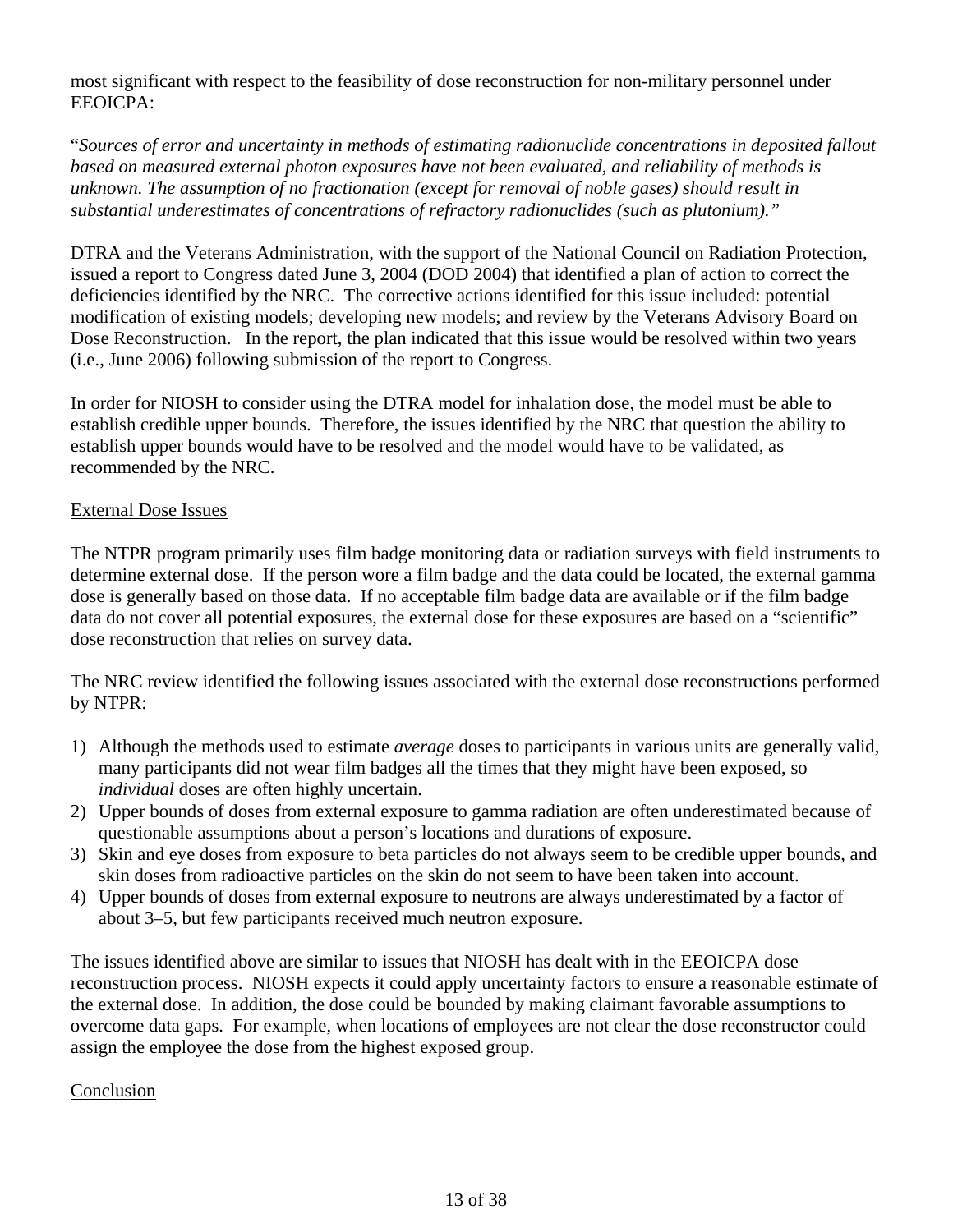most significant with respect to the feasibility of dose reconstruction for non-military personnel under EEOICPA:

"*Sources of error and uncertainty in methods of estimating radionuclide concentrations in deposited fallout based on measured external photon exposures have not been evaluated, and reliability of methods is unknown. The assumption of no fractionation (except for removal of noble gases) should result in substantial underestimates of concentrations of refractory radionuclides (such as plutonium).*"

DTRA and the Veterans Administration, with the support of the National Council on Radiation Protection, issued a report to Congress dated June 3, 2004 (DOD 2004) that identified a plan of action to correct the deficiencies identified by the NRC. The corrective actions identified for this issue included: potential modification of existing models; developing new models; and review by the Veterans Advisory Board on Dose Reconstruction. In the report, the plan indicated that this issue would be resolved within two years (i.e., June 2006) following submission of the report to Congress.

In order for NIOSH to consider using the DTRA model for inhalation dose, the model must be able to establish credible upper bounds. Therefore, the issues identified by the NRC that question the ability to establish upper bounds would have to be resolved and the model would have to be validated, as recommended by the NRC.

<u>External Dose Issues</u>

The NTPR program primarily uses film badge monitoring data or radiation surveys with field instruments to determine external dose. If the person wore a film badge and the data could be located, the external gamma dose is generally based on those data. If no acceptable film badge data are available or if the film badge data do not cover all potential exposures, the external dose for these exposures are based on a "scientific" dose reconstruction that relies on survey data.

The NRC review identified the following issues associated with the external dose reconstructions performed by NTPR:

1) Although the methods used to estimate *average* doses to participants in various units are generally valid, many participants did not wear film badges all the times that they might have been exposed, so *individual* doses are often highly uncertain.
2) Upper bounds of doses from external exposure to gamma radiation are often underestimated because of questionable assumptions about a person's locations and durations of exposure.
3) Skin and eye doses from exposure to beta particles do not always seem to be credible upper bounds, and skin doses from radioactive particles on the skin do not seem to have been taken into account.
4) Upper bounds of doses from external exposure to neutrons are always underestimated by a factor of about 3–5, but few participants received much neutron exposure.

The issues identified above are similar to issues that NIOSH has dealt with in the EEOICPA dose reconstruction process. NIOSH expects it could apply uncertainty factors to ensure a reasonable estimate of the external dose. In addition, the dose could be bounded by making claimant favorable assumptions to overcome data gaps. For example, when locations of employees are not clear the dose reconstructor could assign the employee the dose from the highest exposed group.

<u>Conclusion</u>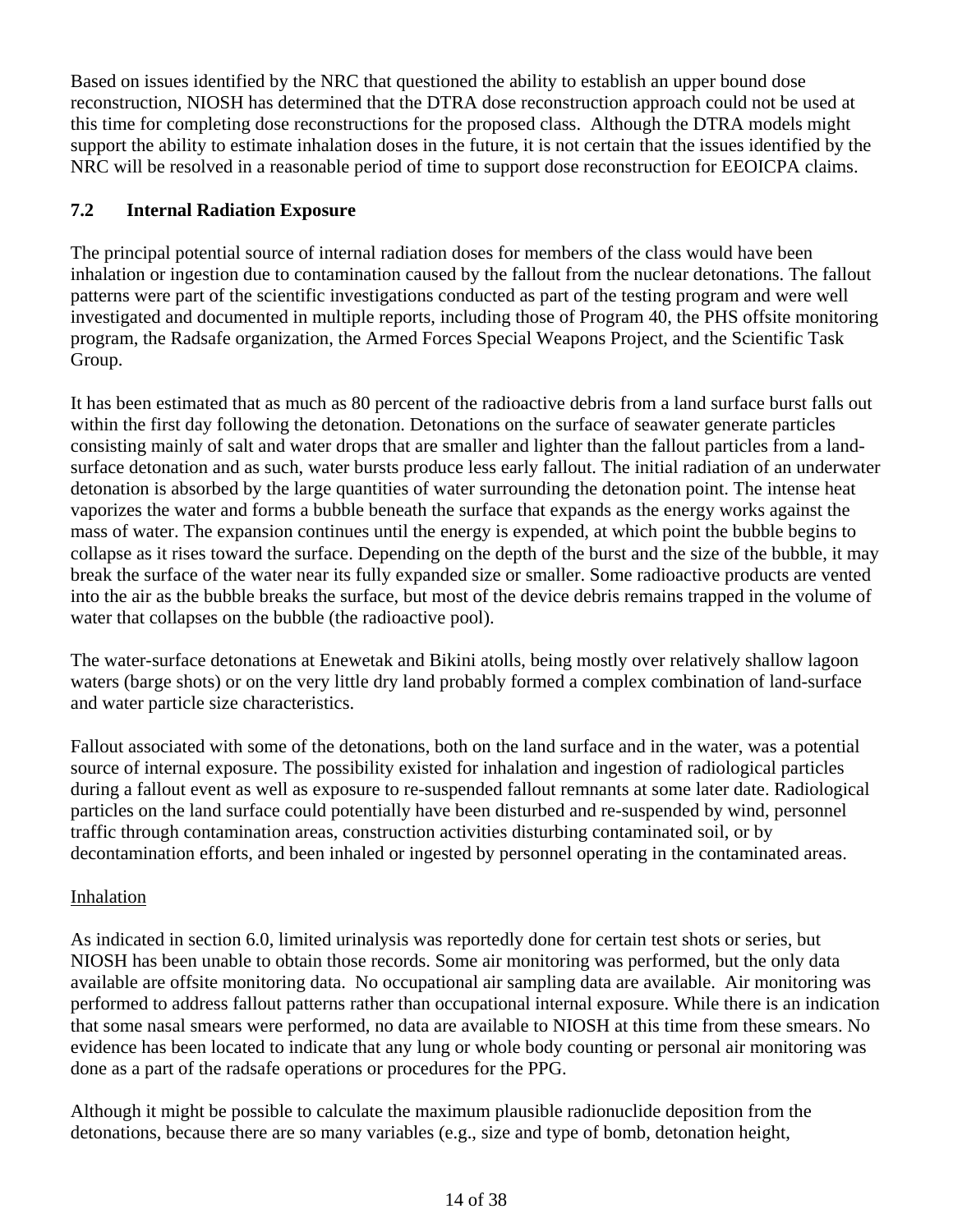Based on issues identified by the NRC that questioned the ability to establish an upper bound dose reconstruction, NIOSH has determined that the DTRA dose reconstruction approach could not be used at this time for completing dose reconstructions for the proposed class. Although the DTRA models might support the ability to estimate inhalation doses in the future, it is not certain that the issues identified by the NRC will be resolved in a reasonable period of time to support dose reconstruction for EEOICPA claims.

### 7.2 Internal Radiation Exposure

The principal potential source of internal radiation doses for members of the class would have been inhalation or ingestion due to contamination caused by the fallout from the nuclear detonations. The fallout patterns were part of the scientific investigations conducted as part of the testing program and were well investigated and documented in multiple reports, including those of Program 40, the PHS offsite monitoring program, the Radsafe organization, the Armed Forces Special Weapons Project, and the Scientific Task Group.

It has been estimated that as much as 80 percent of the radioactive debris from a land surface burst falls out within the first day following the detonation. Detonations on the surface of seawater generate particles consisting mainly of salt and water drops that are smaller and lighter than the fallout particles from a land-surface detonation and as such, water bursts produce less early fallout. The initial radiation of an underwater detonation is absorbed by the large quantities of water surrounding the detonation point. The intense heat vaporizes the water and forms a bubble beneath the surface that expands as the energy works against the mass of water. The expansion continues until the energy is expended, at which point the bubble begins to collapse as it rises toward the surface. Depending on the depth of the burst and the size of the bubble, it may break the surface of the water near its fully expanded size or smaller. Some radioactive products are vented into the air as the bubble breaks the surface, but most of the device debris remains trapped in the volume of water that collapses on the bubble (the radioactive pool).

The water-surface detonations at Enewetak and Bikini atolls, being mostly over relatively shallow lagoon waters (barge shots) or on the very little dry land probably formed a complex combination of land-surface and water particle size characteristics.

Fallout associated with some of the detonations, both on the land surface and in the water, was a potential source of internal exposure. The possibility existed for inhalation and ingestion of radiological particles during a fallout event as well as exposure to re-suspended fallout remnants at some later date. Radiological particles on the land surface could potentially have been disturbed and re-suspended by wind, personnel traffic through contamination areas, construction activities disturbing contaminated soil, or by decontamination efforts, and been inhaled or ingested by personnel operating in the contaminated areas.

Inhalation

As indicated in section 6.0, limited urinalysis was reportedly done for certain test shots or series, but NIOSH has been unable to obtain those records. Some air monitoring was performed, but the only data available are offsite monitoring data. No occupational air sampling data are available. Air monitoring was performed to address fallout patterns rather than occupational internal exposure. While there is an indication that some nasal smears were performed, no data are available to NIOSH at this time from these smears. No evidence has been located to indicate that any lung or whole body counting or personal air monitoring was done as a part of the radsafe operations or procedures for the PPG.

Although it might be possible to calculate the maximum plausible radionuclide deposition from the detonations, because there are so many variables (e.g., size and type of bomb, detonation height,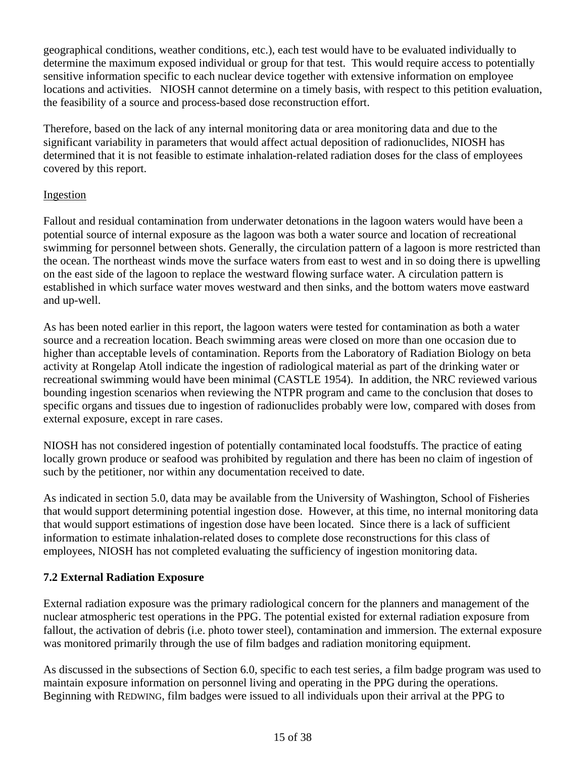geographical conditions, weather conditions, etc.), each test would have to be evaluated individually to determine the maximum exposed individual or group for that test. This would require access to potentially sensitive information specific to each nuclear device together with extensive information on employee locations and activities. NIOSH cannot determine on a timely basis, with respect to this petition evaluation, the feasibility of a source and process-based dose reconstruction effort.

Therefore, based on the lack of any internal monitoring data or area monitoring data and due to the significant variability in parameters that would affect actual deposition of radionuclides, NIOSH has determined that it is not feasible to estimate inhalation-related radiation doses for the class of employees covered by this report.

Ingestion

Fallout and residual contamination from underwater detonations in the lagoon waters would have been a potential source of internal exposure as the lagoon was both a water source and location of recreational swimming for personnel between shots. Generally, the circulation pattern of a lagoon is more restricted than the ocean. The northeast winds move the surface waters from east to west and in so doing there is upwelling on the east side of the lagoon to replace the westward flowing surface water. A circulation pattern is established in which surface water moves westward and then sinks, and the bottom waters move eastward and up-well.

As has been noted earlier in this report, the lagoon waters were tested for contamination as both a water source and a recreation location. Beach swimming areas were closed on more than one occasion due to higher than acceptable levels of contamination. Reports from the Laboratory of Radiation Biology on beta activity at Rongelap Atoll indicate the ingestion of radiological material as part of the drinking water or recreational swimming would have been minimal (CASTLE 1954). In addition, the NRC reviewed various bounding ingestion scenarios when reviewing the NTPR program and came to the conclusion that doses to specific organs and tissues due to ingestion of radionuclides probably were low, compared with doses from external exposure, except in rare cases.

NIOSH has not considered ingestion of potentially contaminated local foodstuffs. The practice of eating locally grown produce or seafood was prohibited by regulation and there has been no claim of ingestion of such by the petitioner, nor within any documentation received to date.

As indicated in section 5.0, data may be available from the University of Washington, School of Fisheries that would support determining potential ingestion dose. However, at this time, no internal monitoring data that would support estimations of ingestion dose have been located. Since there is a lack of sufficient information to estimate inhalation-related doses to complete dose reconstructions for this class of employees, NIOSH has not completed evaluating the sufficiency of ingestion monitoring data.

### 7.2 External Radiation Exposure

External radiation exposure was the primary radiological concern for the planners and management of the nuclear atmospheric test operations in the PPG. The potential existed for external radiation exposure from fallout, the activation of debris (i.e. photo tower steel), contamination and immersion. The external exposure was monitored primarily through the use of film badges and radiation monitoring equipment.

As discussed in the subsections of Section 6.0, specific to each test series, a film badge program was used to maintain exposure information on personnel living and operating in the PPG during the operations. Beginning with REDWING, film badges were issued to all individuals upon their arrival at the PPG to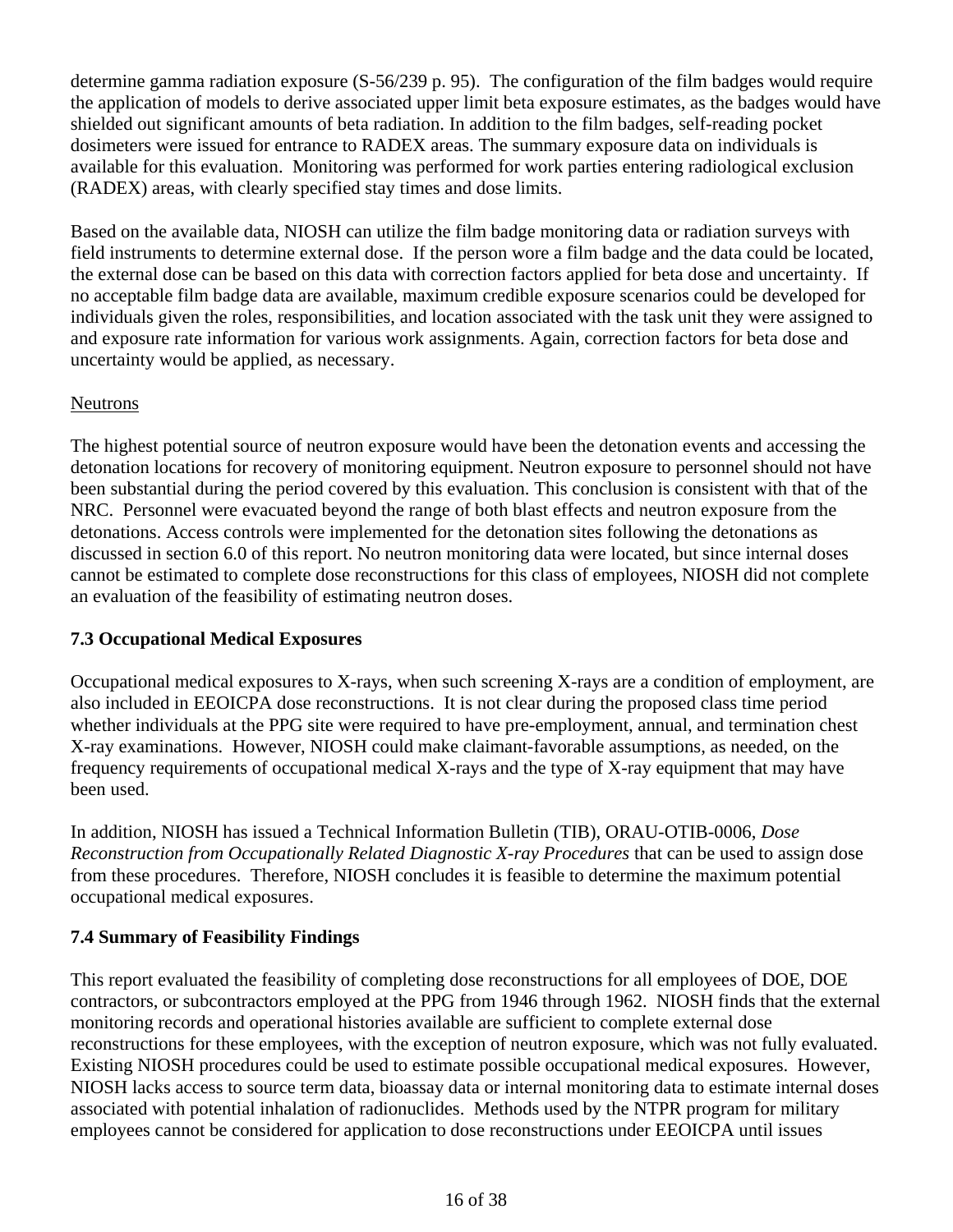determine gamma radiation exposure (S-56/239 p. 95). The configuration of the film badges would require the application of models to derive associated upper limit beta exposure estimates, as the badges would have shielded out significant amounts of beta radiation. In addition to the film badges, self-reading pocket dosimeters were issued for entrance to RADEX areas. The summary exposure data on individuals is available for this evaluation. Monitoring was performed for work parties entering radiological exclusion (RADEX) areas, with clearly specified stay times and dose limits.

Based on the available data, NIOSH can utilize the film badge monitoring data or radiation surveys with field instruments to determine external dose. If the person wore a film badge and the data could be located, the external dose can be based on this data with correction factors applied for beta dose and uncertainty. If no acceptable film badge data are available, maximum credible exposure scenarios could be developed for individuals given the roles, responsibilities, and location associated with the task unit they were assigned to and exposure rate information for various work assignments. Again, correction factors for beta dose and uncertainty would be applied, as necessary.

<u>Neutrons</u>

The highest potential source of neutron exposure would have been the detonation events and accessing the detonation locations for recovery of monitoring equipment. Neutron exposure to personnel should not have been substantial during the period covered by this evaluation. This conclusion is consistent with that of the NRC. Personnel were evacuated beyond the range of both blast effects and neutron exposure from the detonations. Access controls were implemented for the detonation sites following the detonations as discussed in section 6.0 of this report. No neutron monitoring data were located, but since internal doses cannot be estimated to complete dose reconstructions for this class of employees, NIOSH did not complete an evaluation of the feasibility of estimating neutron doses.

### 7.3 Occupational Medical Exposures

Occupational medical exposures to X-rays, when such screening X-rays are a condition of employment, are also included in EEOICPA dose reconstructions. It is not clear during the proposed class time period whether individuals at the PPG site were required to have pre-employment, annual, and termination chest X-ray examinations. However, NIOSH could make claimant-favorable assumptions, as needed, on the frequency requirements of occupational medical X-rays and the type of X-ray equipment that may have been used.

In addition, NIOSH has issued a Technical Information Bulletin (TIB), ORAU-OTIB-0006, *Dose Reconstruction from Occupationally Related Diagnostic X-ray Procedures* that can be used to assign dose from these procedures. Therefore, NIOSH concludes it is feasible to determine the maximum potential occupational medical exposures.

### 7.4 Summary of Feasibility Findings

This report evaluated the feasibility of completing dose reconstructions for all employees of DOE, DOE contractors, or subcontractors employed at the PPG from 1946 through 1962. NIOSH finds that the external monitoring records and operational histories available are sufficient to complete external dose reconstructions for these employees, with the exception of neutron exposure, which was not fully evaluated. Existing NIOSH procedures could be used to estimate possible occupational medical exposures. However, NIOSH lacks access to source term data, bioassay data or internal monitoring data to estimate internal doses associated with potential inhalation of radionuclides. Methods used by the NTPR program for military employees cannot be considered for application to dose reconstructions under EEOICPA until issues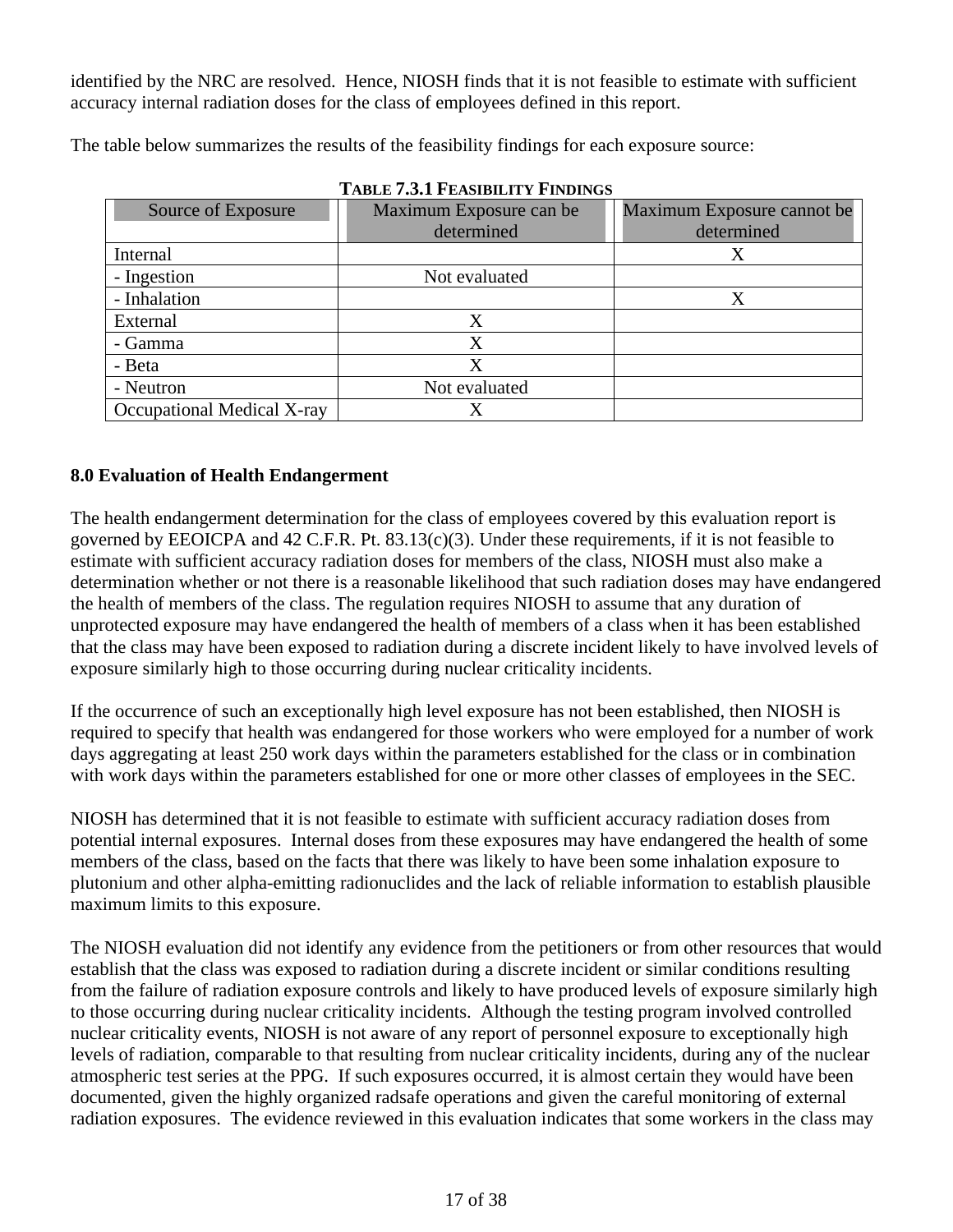identified by the NRC are resolved. Hence, NIOSH finds that it is not feasible to estimate with sufficient accuracy internal radiation doses for the class of employees defined in this report.

The table below summarizes the results of the feasibility findings for each exposure source:

**TABLE 7.3.1 FEASIBILITY FINDINGS**

| Source of Exposure | Maximum Exposure can be determined | Maximum Exposure cannot be determined |
|---|---|---|
| Internal | | X |
| - Ingestion | Not evaluated | |
| - Inhalation | | X |
| External | X | |
| - Gamma | X | |
| - Beta | X | |
| - Neutron | Not evaluated | |
| Occupational Medical X-ray | X | |

### 8.0 Evaluation of Health Endangerment

The health endangerment determination for the class of employees covered by this evaluation report is governed by EEOICPA and 42 C.F.R. Pt. 83.13(c)(3). Under these requirements, if it is not feasible to estimate with sufficient accuracy radiation doses for members of the class, NIOSH must also make a determination whether or not there is a reasonable likelihood that such radiation doses may have endangered the health of members of the class. The regulation requires NIOSH to assume that any duration of unprotected exposure may have endangered the health of members of a class when it has been established that the class may have been exposed to radiation during a discrete incident likely to have involved levels of exposure similarly high to those occurring during nuclear criticality incidents.

If the occurrence of such an exceptionally high level exposure has not been established, then NIOSH is required to specify that health was endangered for those workers who were employed for a number of work days aggregating at least 250 work days within the parameters established for the class or in combination with work days within the parameters established for one or more other classes of employees in the SEC.

NIOSH has determined that it is not feasible to estimate with sufficient accuracy radiation doses from potential internal exposures. Internal doses from these exposures may have endangered the health of some members of the class, based on the facts that there was likely to have been some inhalation exposure to plutonium and other alpha-emitting radionuclides and the lack of reliable information to establish plausible maximum limits to this exposure.

The NIOSH evaluation did not identify any evidence from the petitioners or from other resources that would establish that the class was exposed to radiation during a discrete incident or similar conditions resulting from the failure of radiation exposure controls and likely to have produced levels of exposure similarly high to those occurring during nuclear criticality incidents. Although the testing program involved controlled nuclear criticality events, NIOSH is not aware of any report of personnel exposure to exceptionally high levels of radiation, comparable to that resulting from nuclear criticality incidents, during any of the nuclear atmospheric test series at the PPG. If such exposures occurred, it is almost certain they would have been documented, given the highly organized radsafe operations and given the careful monitoring of external radiation exposures. The evidence reviewed in this evaluation indicates that some workers in the class may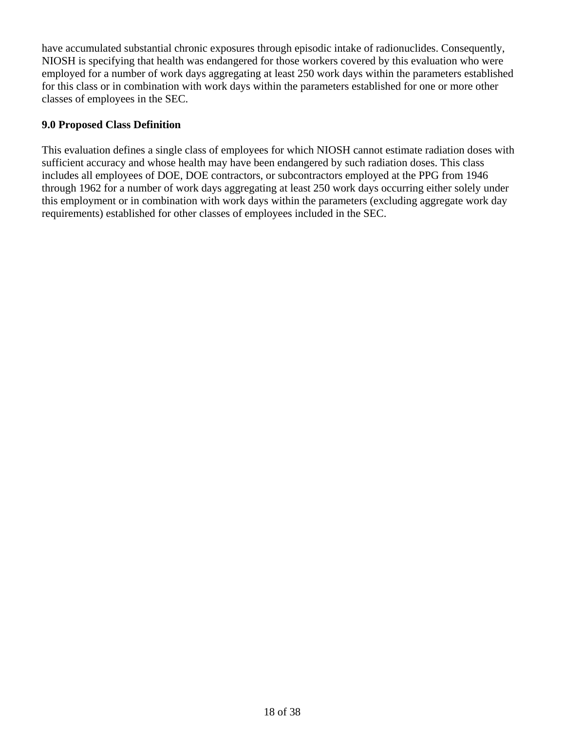have accumulated substantial chronic exposures through episodic intake of radionuclides. Consequently, NIOSH is specifying that health was endangered for those workers covered by this evaluation who were employed for a number of work days aggregating at least 250 work days within the parameters established for this class or in combination with work days within the parameters established for one or more other classes of employees in the SEC.

## 9.0 Proposed Class Definition

This evaluation defines a single class of employees for which NIOSH cannot estimate radiation doses with sufficient accuracy and whose health may have been endangered by such radiation doses. This class includes all employees of DOE, DOE contractors, or subcontractors employed at the PPG from 1946 through 1962 for a number of work days aggregating at least 250 work days occurring either solely under this employment or in combination with work days within the parameters (excluding aggregate work day requirements) established for other classes of employees included in the SEC.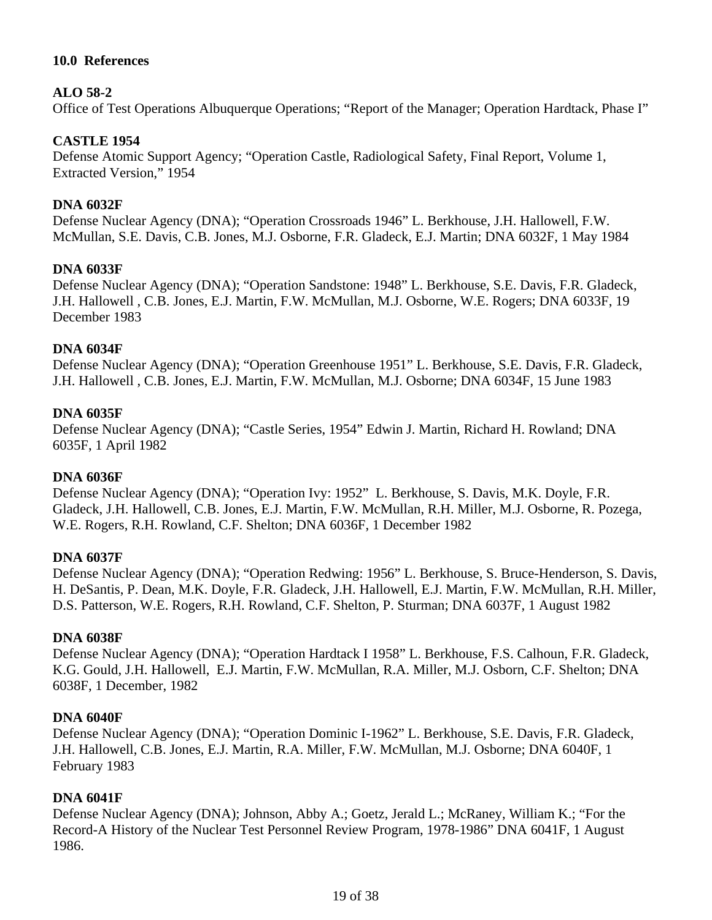## 10.0 References

**ALO 58-2**
Office of Test Operations Albuquerque Operations; "Report of the Manager; Operation Hardtack, Phase I"

**CASTLE 1954**
Defense Atomic Support Agency; "Operation Castle, Radiological Safety, Final Report, Volume 1, Extracted Version," 1954

**DNA 6032F**
Defense Nuclear Agency (DNA); "Operation Crossroads 1946" L. Berkhouse, J.H. Hallowell, F.W. McMullan, S.E. Davis, C.B. Jones, M.J. Osborne, F.R. Gladeck, E.J. Martin; DNA 6032F, 1 May 1984

**DNA 6033F**
Defense Nuclear Agency (DNA); "Operation Sandstone: 1948" L. Berkhouse, S.E. Davis, F.R. Gladeck, J.H. Hallowell , C.B. Jones, E.J. Martin, F.W. McMullan, M.J. Osborne, W.E. Rogers; DNA 6033F, 19 December 1983

**DNA 6034F**
Defense Nuclear Agency (DNA); "Operation Greenhouse 1951" L. Berkhouse, S.E. Davis, F.R. Gladeck, J.H. Hallowell , C.B. Jones, E.J. Martin, F.W. McMullan, M.J. Osborne; DNA 6034F, 15 June 1983

**DNA 6035F**
Defense Nuclear Agency (DNA); "Castle Series, 1954" Edwin J. Martin, Richard H. Rowland; DNA 6035F, 1 April 1982

**DNA 6036F**
Defense Nuclear Agency (DNA); "Operation Ivy: 1952" L. Berkhouse, S. Davis, M.K. Doyle, F.R. Gladeck, J.H. Hallowell, C.B. Jones, E.J. Martin, F.W. McMullan, R.H. Miller, M.J. Osborne, R. Pozega, W.E. Rogers, R.H. Rowland, C.F. Shelton; DNA 6036F, 1 December 1982

**DNA 6037F**
Defense Nuclear Agency (DNA); "Operation Redwing: 1956" L. Berkhouse, S. Bruce-Henderson, S. Davis, H. DeSantis, P. Dean, M.K. Doyle, F.R. Gladeck, J.H. Hallowell, E.J. Martin, F.W. McMullan, R.H. Miller, D.S. Patterson, W.E. Rogers, R.H. Rowland, C.F. Shelton, P. Sturman; DNA 6037F, 1 August 1982

**DNA 6038F**
Defense Nuclear Agency (DNA); "Operation Hardtack I 1958" L. Berkhouse, F.S. Calhoun, F.R. Gladeck, K.G. Gould, J.H. Hallowell, E.J. Martin, F.W. McMullan, R.A. Miller, M.J. Osborn, C.F. Shelton; DNA 6038F, 1 December, 1982

**DNA 6040F**
Defense Nuclear Agency (DNA); "Operation Dominic I-1962" L. Berkhouse, S.E. Davis, F.R. Gladeck, J.H. Hallowell, C.B. Jones, E.J. Martin, R.A. Miller, F.W. McMullan, M.J. Osborne; DNA 6040F, 1 February 1983

**DNA 6041F**
Defense Nuclear Agency (DNA); Johnson, Abby A.; Goetz, Jerald L.; McRaney, William K.; "For the Record-A History of the Nuclear Test Personnel Review Program, 1978-1986" DNA 6041F, 1 August 1986.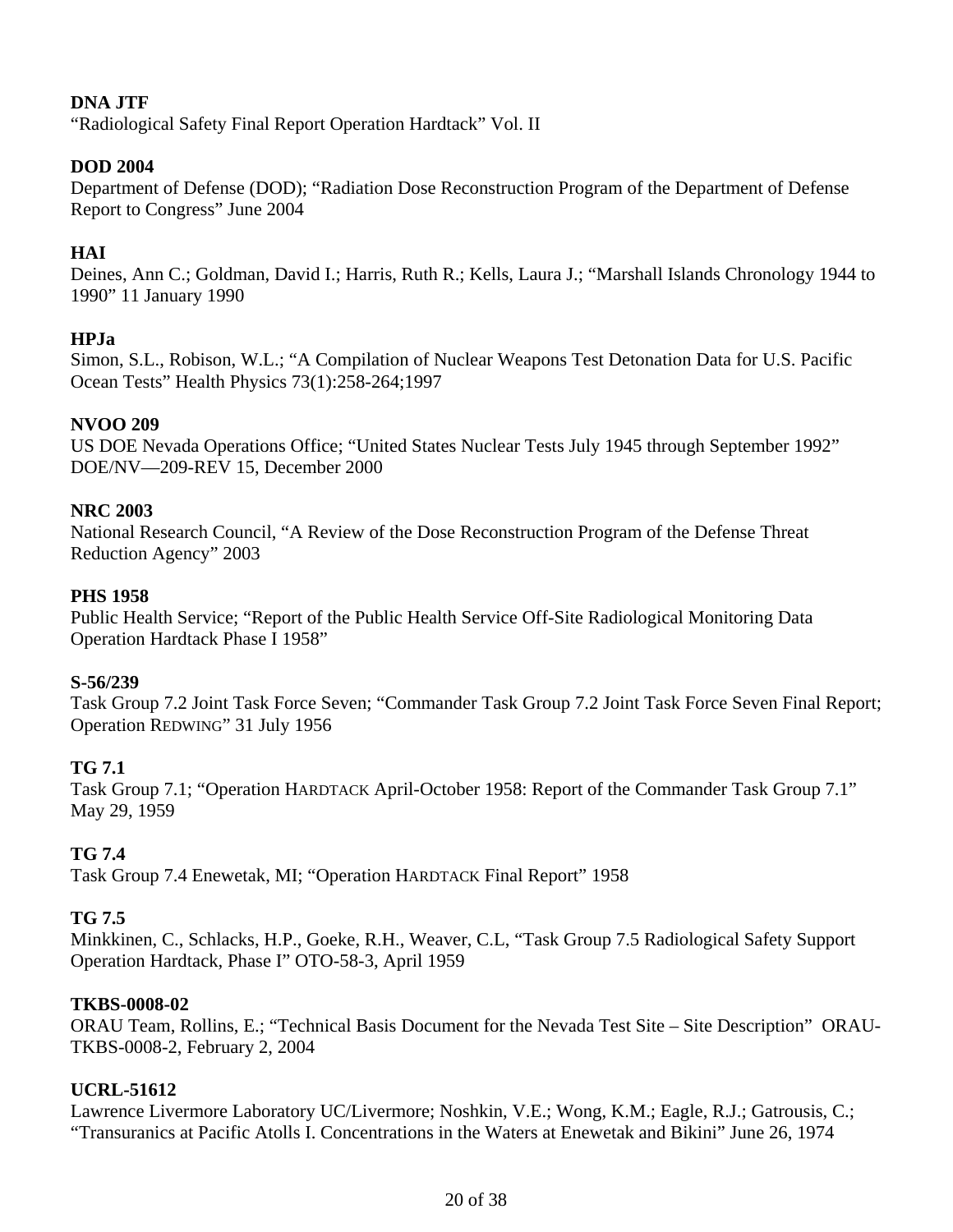**DNA JTF**
"Radiological Safety Final Report Operation Hardtack" Vol. II

**DOD 2004**
Department of Defense (DOD); "Radiation Dose Reconstruction Program of the Department of Defense Report to Congress" June 2004

**HAI**
Deines, Ann C.; Goldman, David I.; Harris, Ruth R.; Kells, Laura J.; "Marshall Islands Chronology 1944 to 1990" 11 January 1990

**HPJa**
Simon, S.L., Robison, W.L.; "A Compilation of Nuclear Weapons Test Detonation Data for U.S. Pacific Ocean Tests" Health Physics 73(1):258-264;1997

**NVOO 209**
US DOE Nevada Operations Office; "United States Nuclear Tests July 1945 through September 1992" DOE/NV—209-REV 15, December 2000

**NRC 2003**
National Research Council, "A Review of the Dose Reconstruction Program of the Defense Threat Reduction Agency" 2003

**PHS 1958**
Public Health Service; "Report of the Public Health Service Off-Site Radiological Monitoring Data Operation Hardtack Phase I 1958"

**S-56/239**
Task Group 7.2 Joint Task Force Seven; "Commander Task Group 7.2 Joint Task Force Seven Final Report; Operation REDWING" 31 July 1956

**TG 7.1**
Task Group 7.1; "Operation HARDTACK April-October 1958: Report of the Commander Task Group 7.1" May 29, 1959

**TG 7.4**
Task Group 7.4 Enewetak, MI; "Operation HARDTACK Final Report" 1958

**TG 7.5**
Minkkinen, C., Schlacks, H.P., Goeke, R.H., Weaver, C.L, "Task Group 7.5 Radiological Safety Support Operation Hardtack, Phase I" OTO-58-3, April 1959

**TKBS-0008-02**
ORAU Team, Rollins, E.; "Technical Basis Document for the Nevada Test Site – Site Description" ORAU-TKBS-0008-2, February 2, 2004

**UCRL-51612**
Lawrence Livermore Laboratory UC/Livermore; Noshkin, V.E.; Wong, K.M.; Eagle, R.J.; Gatrousis, C.; "Transuranics at Pacific Atolls I. Concentrations in the Waters at Enewetak and Bikini" June 26, 1974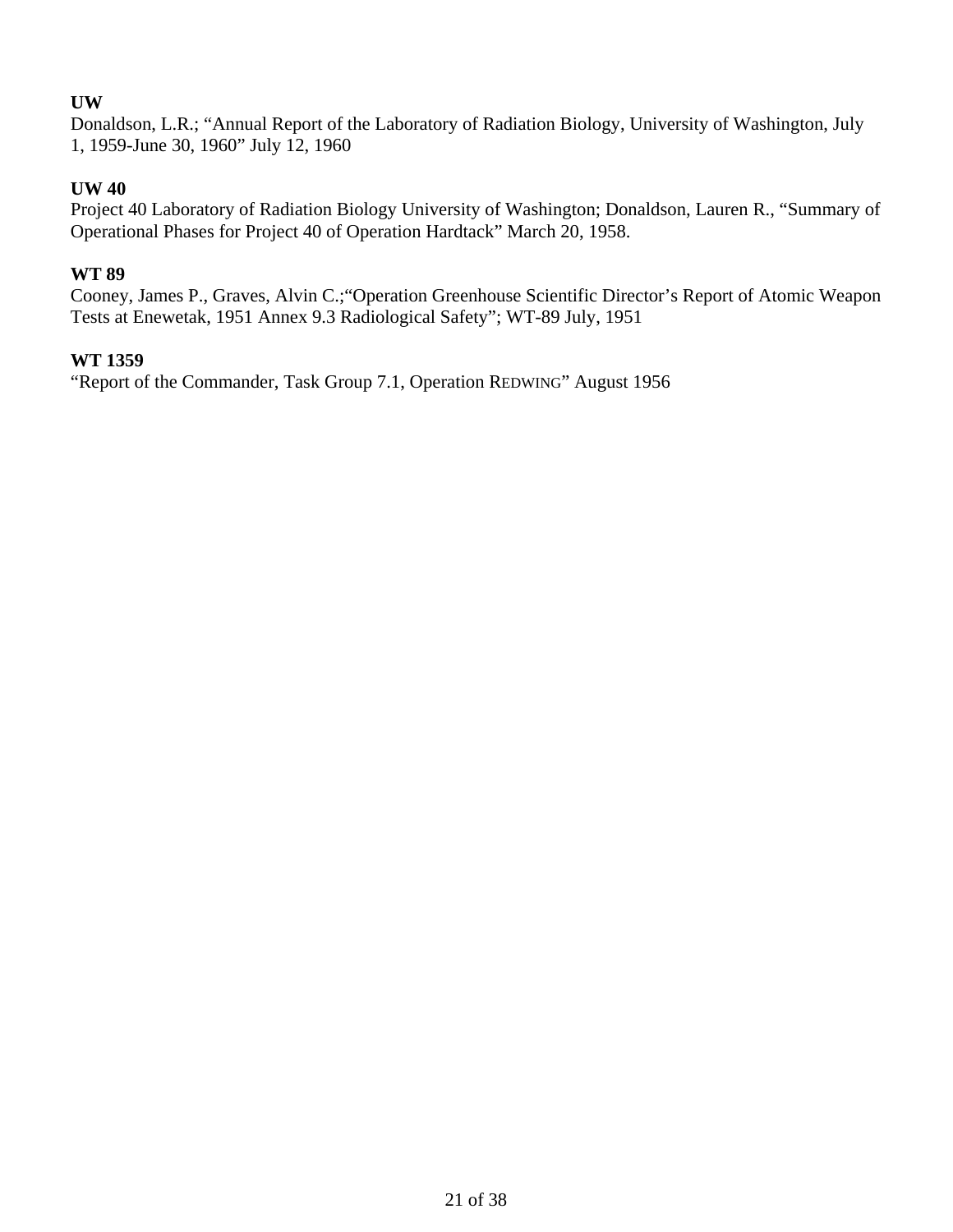**UW**
Donaldson, L.R.; “Annual Report of the Laboratory of Radiation Biology, University of Washington, July 1, 1959-June 30, 1960” July 12, 1960

**UW 40**
Project 40 Laboratory of Radiation Biology University of Washington; Donaldson, Lauren R., “Summary of Operational Phases for Project 40 of Operation Hardtack” March 20, 1958.

**WT 89**
Cooney, James P., Graves, Alvin C.;“Operation Greenhouse Scientific Director’s Report of Atomic Weapon Tests at Enewetak, 1951 Annex 9.3 Radiological Safety”; WT-89 July, 1951

**WT 1359**
“Report of the Commander, Task Group 7.1, Operation REDWING” August 1956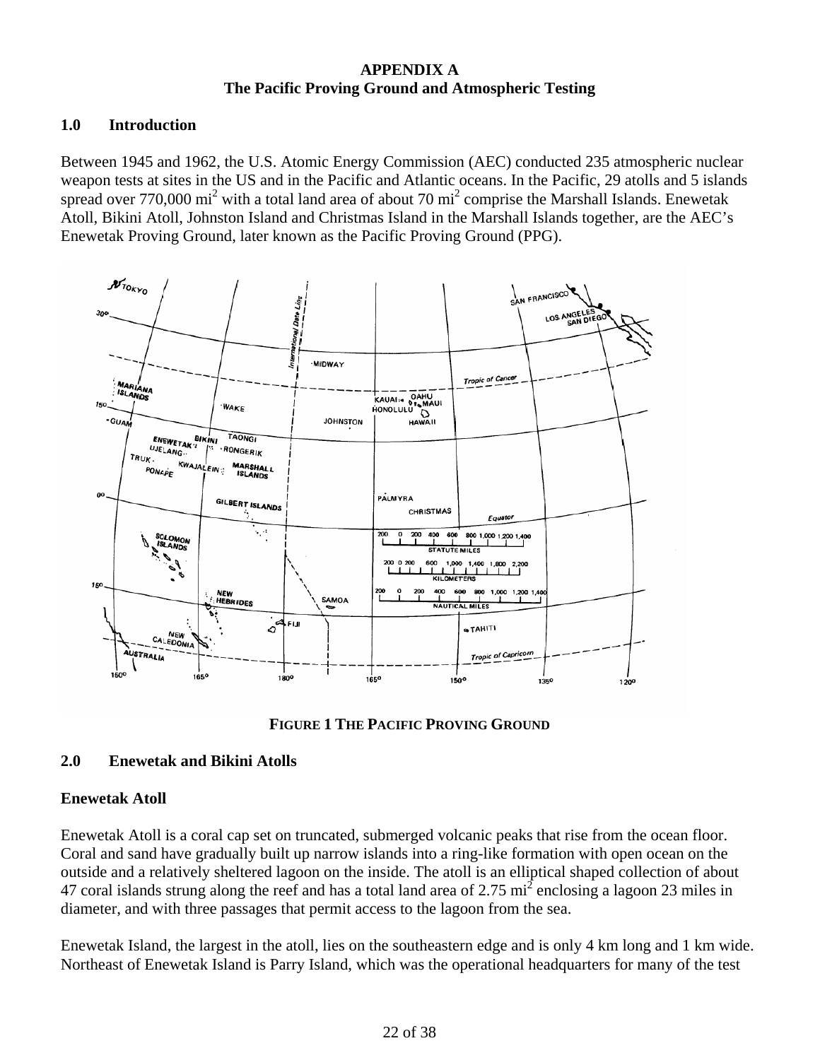**APPENDIX A**
**The Pacific Proving Ground and Atmospheric Testing**

## 1.0 Introduction

Between 1945 and 1962, the U.S. Atomic Energy Commission (AEC) conducted 235 atmospheric nuclear weapon tests at sites in the US and in the Pacific and Atlantic oceans. In the Pacific, 29 atolls and 5 islands spread over 770,000 mi$^2$ with a total land area of about 70 mi$^2$ comprise the Marshall Islands. Enewetak Atoll, Bikini Atoll, Johnston Island and Christmas Island in the Marshall Islands together, are the AEC's Enewetak Proving Ground, later known as the Pacific Proving Ground (PPG).

**FIGURE 1 THE PACIFIC PROVING GROUND**

## 2.0 Enewetak and Bikini Atolls

### Enewetak Atoll

Enewetak Atoll is a coral cap set on truncated, submerged volcanic peaks that rise from the ocean floor. Coral and sand have gradually built up narrow islands into a ring-like formation with open ocean on the outside and a relatively sheltered lagoon on the inside. The atoll is an elliptical shaped collection of about 47 coral islands strung along the reef and has a total land area of 2.75 mi$^2$ enclosing a lagoon 23 miles in diameter, and with three passages that permit access to the lagoon from the sea.

Enewetak Island, the largest in the atoll, lies on the southeastern edge and is only 4 km long and 1 km wide. Northeast of Enewetak Island is Parry Island, which was the operational headquarters for many of the test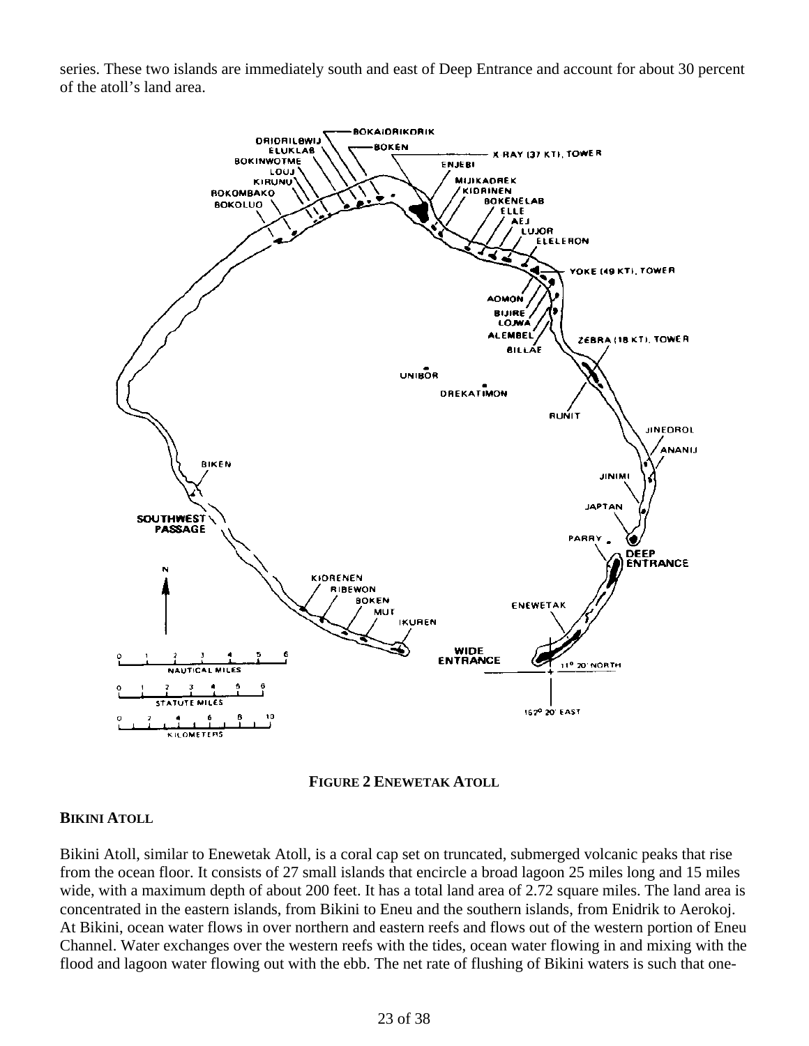series. These two islands are immediately south and east of Deep Entrance and account for about 30 percent of the atoll's land area.

**FIGURE 2 ENEWETAK ATOLL**

### BIKINI ATOLL

Bikini Atoll, similar to Enewetak Atoll, is a coral cap set on truncated, submerged volcanic peaks that rise from the ocean floor. It consists of 27 small islands that encircle a broad lagoon 25 miles long and 15 miles wide, with a maximum depth of about 200 feet. It has a total land area of 2.72 square miles. The land area is concentrated in the eastern islands, from Bikini to Eneu and the southern islands, from Enidrik to Aerokoj. At Bikini, ocean water flows in over northern and eastern reefs and flows out of the western portion of Eneu Channel. Water exchanges over the western reefs with the tides, ocean water flowing in and mixing with the flood and lagoon water flowing out with the ebb. The net rate of flushing of Bikini waters is such that one-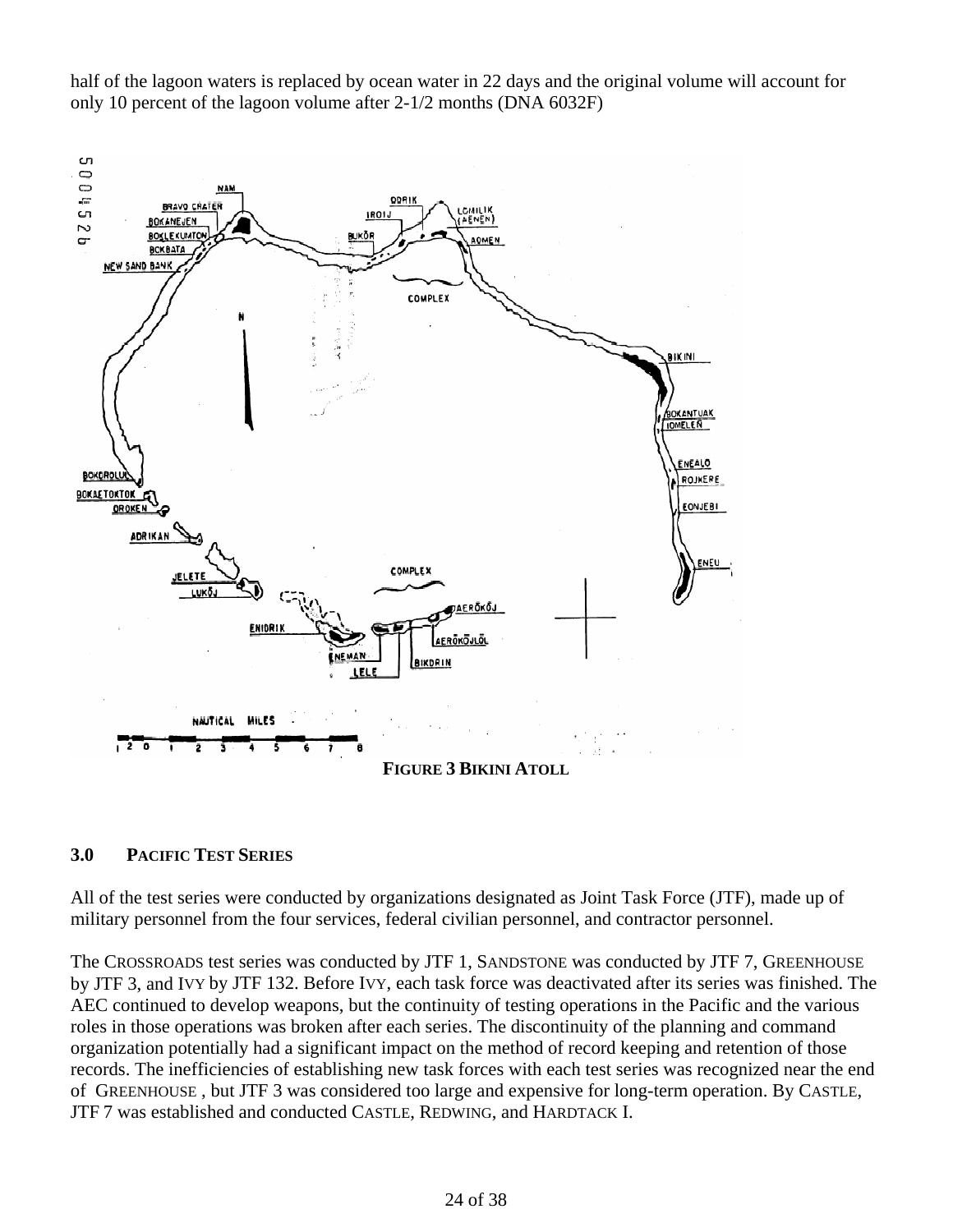half of the lagoon waters is replaced by ocean water in 22 days and the original volume will account for only 10 percent of the lagoon volume after 2-1/2 months (DNA 6032F)

**FIGURE 3 BIKINI ATOLL**

## 3.0 PACIFIC TEST SERIES

All of the test series were conducted by organizations designated as Joint Task Force (JTF), made up of military personnel from the four services, federal civilian personnel, and contractor personnel.

The CROSSROADS test series was conducted by JTF 1, SANDSTONE was conducted by JTF 7, GREENHOUSE by JTF 3, and IVY by JTF 132. Before IVY, each task force was deactivated after its series was finished. The AEC continued to develop weapons, but the continuity of testing operations in the Pacific and the various roles in those operations was broken after each series. The discontinuity of the planning and command organization potentially had a significant impact on the method of record keeping and retention of those records. The inefficiencies of establishing new task forces with each test series was recognized near the end of GREENHOUSE , but JTF 3 was considered too large and expensive for long-term operation. By CASTLE, JTF 7 was established and conducted CASTLE, REDWING, and HARDTACK I.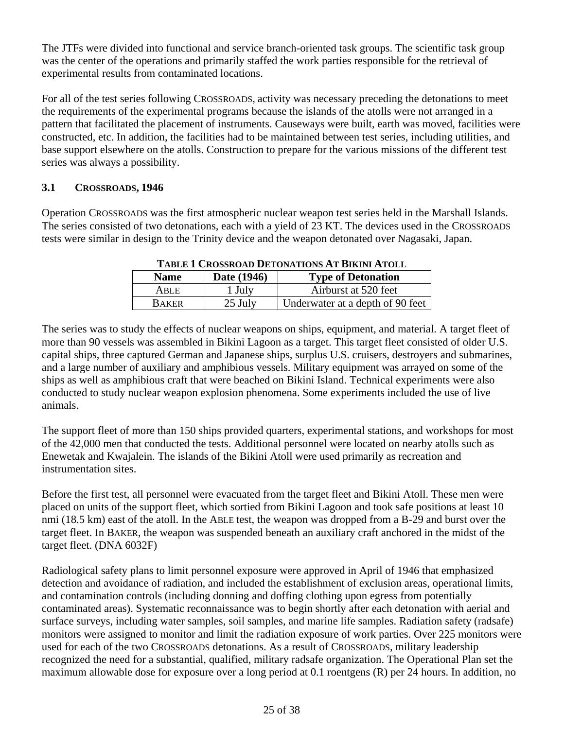The JTFs were divided into functional and service branch-oriented task groups. The scientific task group was the center of the operations and primarily staffed the work parties responsible for the retrieval of experimental results from contaminated locations.

For all of the test series following CROSSROADS, activity was necessary preceding the detonations to meet the requirements of the experimental programs because the islands of the atolls were not arranged in a pattern that facilitated the placement of instruments. Causeways were built, earth was moved, facilities were constructed, etc. In addition, the facilities had to be maintained between test series, including utilities, and base support elsewhere on the atolls. Construction to prepare for the various missions of the different test series was always a possibility.

### 3.1 CROSSROADS, 1946

Operation CROSSROADS was the first atmospheric nuclear weapon test series held in the Marshall Islands. The series consisted of two detonations, each with a yield of 23 KT. The devices used in the CROSSROADS tests were similar in design to the Trinity device and the weapon detonated over Nagasaki, Japan.

**TABLE 1 CROSSROAD DETONATIONS AT BIKINI ATOLL**

| Name | Date (1946) | Type of Detonation |
|---|---|---|
| ABLE | 1 July | Airburst at 520 feet |
| BAKER | 25 July | Underwater at a depth of 90 feet |

The series was to study the effects of nuclear weapons on ships, equipment, and material. A target fleet of more than 90 vessels was assembled in Bikini Lagoon as a target. This target fleet consisted of older U.S. capital ships, three captured German and Japanese ships, surplus U.S. cruisers, destroyers and submarines, and a large number of auxiliary and amphibious vessels. Military equipment was arrayed on some of the ships as well as amphibious craft that were beached on Bikini Island. Technical experiments were also conducted to study nuclear weapon explosion phenomena. Some experiments included the use of live animals.

The support fleet of more than 150 ships provided quarters, experimental stations, and workshops for most of the 42,000 men that conducted the tests. Additional personnel were located on nearby atolls such as Enewetak and Kwajalein. The islands of the Bikini Atoll were used primarily as recreation and instrumentation sites.

Before the first test, all personnel were evacuated from the target fleet and Bikini Atoll. These men were placed on units of the support fleet, which sortied from Bikini Lagoon and took safe positions at least 10 nmi (18.5 km) east of the atoll. In the ABLE test, the weapon was dropped from a B-29 and burst over the target fleet. In BAKER, the weapon was suspended beneath an auxiliary craft anchored in the midst of the target fleet. (DNA 6032F)

Radiological safety plans to limit personnel exposure were approved in April of 1946 that emphasized detection and avoidance of radiation, and included the establishment of exclusion areas, operational limits, and contamination controls (including donning and doffing clothing upon egress from potentially contaminated areas). Systematic reconnaissance was to begin shortly after each detonation with aerial and surface surveys, including water samples, soil samples, and marine life samples. Radiation safety (radsafe) monitors were assigned to monitor and limit the radiation exposure of work parties. Over 225 monitors were used for each of the two CROSSROADS detonations. As a result of CROSSROADS, military leadership recognized the need for a substantial, qualified, military radsafe organization. The Operational Plan set the maximum allowable dose for exposure over a long period at 0.1 roentgens (R) per 24 hours. In addition, no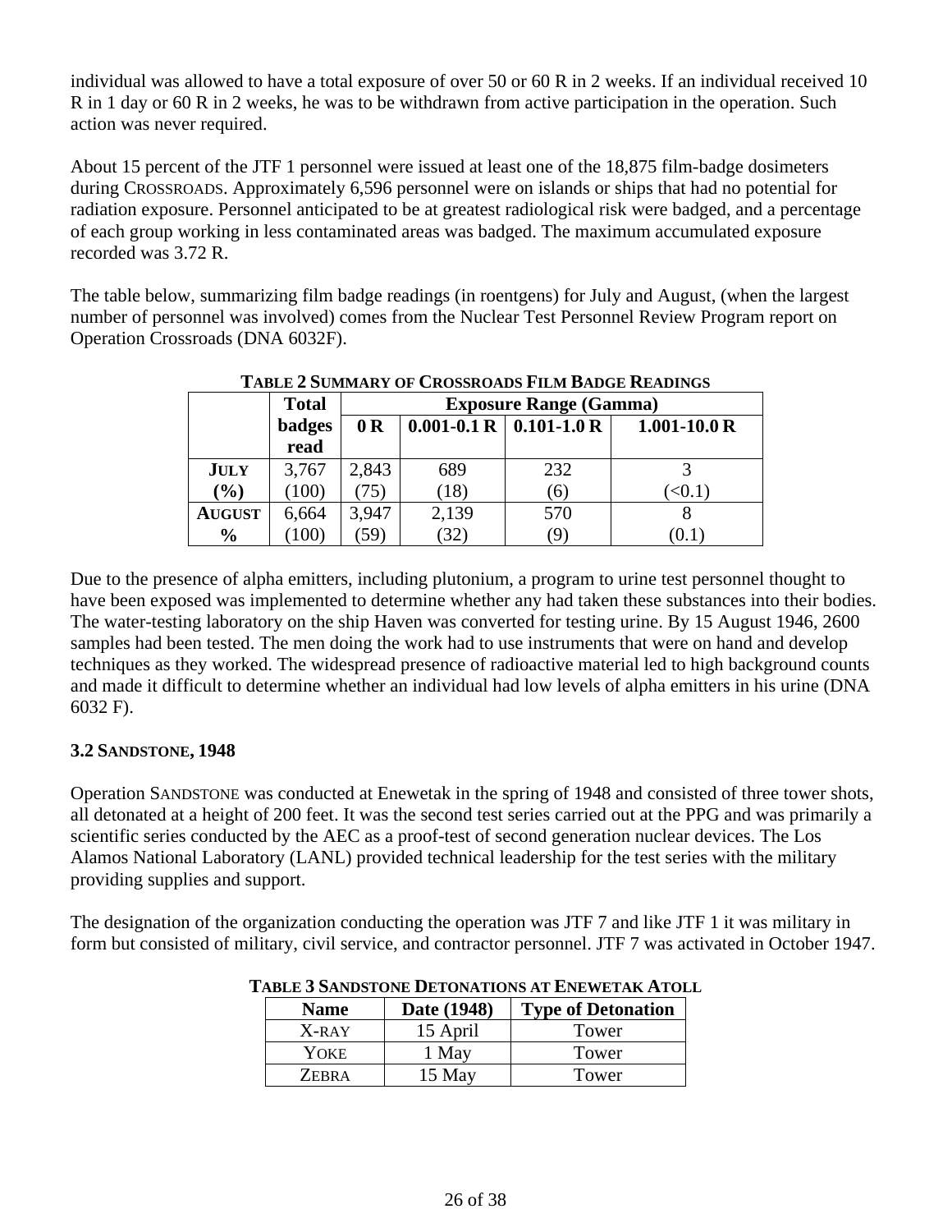individual was allowed to have a total exposure of over 50 or 60 R in 2 weeks. If an individual received 10 R in 1 day or 60 R in 2 weeks, he was to be withdrawn from active participation in the operation. Such action was never required.

About 15 percent of the JTF 1 personnel were issued at least one of the 18,875 film-badge dosimeters during CROSSROADS. Approximately 6,596 personnel were on islands or ships that had no potential for radiation exposure. Personnel anticipated to be at greatest radiological risk were badged, and a percentage of each group working in less contaminated areas was badged. The maximum accumulated exposure recorded was 3.72 R.

The table below, summarizing film badge readings (in roentgens) for July and August, (when the largest number of personnel was involved) comes from the Nuclear Test Personnel Review Program report on Operation Crossroads (DNA 6032F).

**TABLE 2 SUMMARY OF CROSSROADS FILM BADGE READINGS**

| | Total | Exposure Range (Gamma) | | | |
|---|---|---|---|---|---|
| | badges read | 0 R | 0.001-0.1 R | 0.101-1.0 R | 1.001-10.0 R |
| **JULY** | 3,767 | 2,843 | 689 | 232 | 3 |
| **(%)** | (100) | (75) | (18) | (6) | (<0.1) |
| **AUGUST** | 6,664 | 3,947 | 2,139 | 570 | 8 |
| **%** | (100) | (59) | (32) | (9) | (0.1) |

Due to the presence of alpha emitters, including plutonium, a program to urine test personnel thought to have been exposed was implemented to determine whether any had taken these substances into their bodies. The water-testing laboratory on the ship Haven was converted for testing urine. By 15 August 1946, 2600 samples had been tested. The men doing the work had to use instruments that were on hand and develop techniques as they worked. The widespread presence of radioactive material led to high background counts and made it difficult to determine whether an individual had low levels of alpha emitters in his urine (DNA 6032 F).

### 3.2 SANDSTONE, 1948

Operation SANDSTONE was conducted at Enewetak in the spring of 1948 and consisted of three tower shots, all detonated at a height of 200 feet. It was the second test series carried out at the PPG and was primarily a scientific series conducted by the AEC as a proof-test of second generation nuclear devices. The Los Alamos National Laboratory (LANL) provided technical leadership for the test series with the military providing supplies and support.

The designation of the organization conducting the operation was JTF 7 and like JTF 1 it was military in form but consisted of military, civil service, and contractor personnel. JTF 7 was activated in October 1947.

**TABLE 3 SANDSTONE DETONATIONS AT ENEWETAK ATOLL**

| Name | Date (1948) | Type of Detonation |
|---|---|---|
| X-RAY | 15 April | Tower |
| YOKE | 1 May | Tower |
| ZEBRA | 15 May | Tower |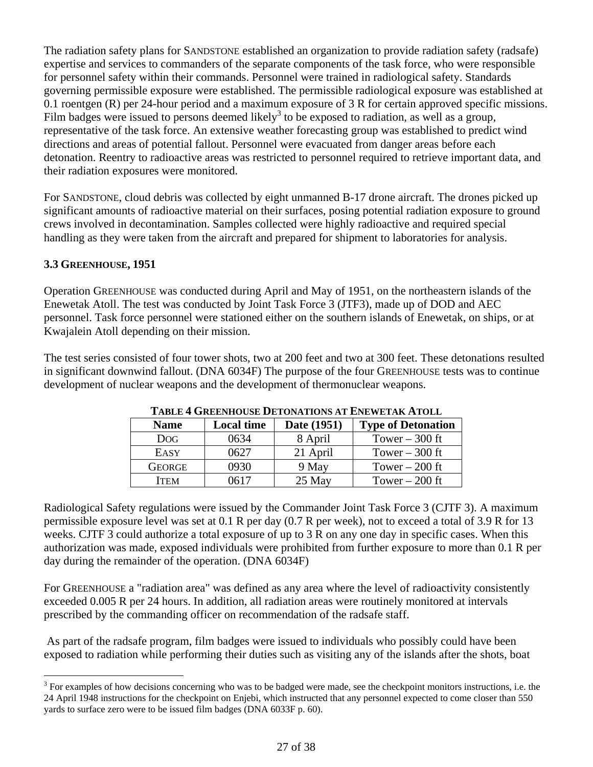The radiation safety plans for SANDSTONE established an organization to provide radiation safety (radsafe) expertise and services to commanders of the separate components of the task force, who were responsible for personnel safety within their commands. Personnel were trained in radiological safety. Standards governing permissible exposure were established. The permissible radiological exposure was established at 0.1 roentgen (R) per 24-hour period and a maximum exposure of 3 R for certain approved specific missions. Film badges were issued to persons deemed likely[3] to be exposed to radiation, as well as a group, representative of the task force. An extensive weather forecasting group was established to predict wind directions and areas of potential fallout. Personnel were evacuated from danger areas before each detonation. Reentry to radioactive areas was restricted to personnel required to retrieve important data, and their radiation exposures were monitored.

For SANDSTONE, cloud debris was collected by eight unmanned B-17 drone aircraft. The drones picked up significant amounts of radioactive material on their surfaces, posing potential radiation exposure to ground crews involved in decontamination. Samples collected were highly radioactive and required special handling as they were taken from the aircraft and prepared for shipment to laboratories for analysis.

### 3.3 GREENHOUSE, 1951

Operation GREENHOUSE was conducted during April and May of 1951, on the northeastern islands of the Enewetak Atoll. The test was conducted by Joint Task Force 3 (JTF3), made up of DOD and AEC personnel. Task force personnel were stationed either on the southern islands of Enewetak, on ships, or at Kwajalein Atoll depending on their mission.

The test series consisted of four tower shots, two at 200 feet and two at 300 feet. These detonations resulted in significant downwind fallout. (DNA 6034F) The purpose of the four GREENHOUSE tests was to continue development of nuclear weapons and the development of thermonuclear weapons.

**TABLE 4 GREENHOUSE DETONATIONS AT ENEWETAK ATOLL**

| Name | Local time | Date (1951) | Type of Detonation |
|---|---|---|---|
| DOG | 0634 | 8 April | Tower – 300 ft |
| EASY | 0627 | 21 April | Tower – 300 ft |
| GEORGE | 0930 | 9 May | Tower – 200 ft |
| ITEM | 0617 | 25 May | Tower – 200 ft |

Radiological Safety regulations were issued by the Commander Joint Task Force 3 (CJTF 3). A maximum permissible exposure level was set at 0.1 R per day (0.7 R per week), not to exceed a total of 3.9 R for 13 weeks. CJTF 3 could authorize a total exposure of up to 3 R on any one day in specific cases. When this authorization was made, exposed individuals were prohibited from further exposure to more than 0.1 R per day during the remainder of the operation. (DNA 6034F)

For GREENHOUSE a "radiation area" was defined as any area where the level of radioactivity consistently exceeded 0.005 R per 24 hours. In addition, all radiation areas were routinely monitored at intervals prescribed by the commanding officer on recommendation of the radsafe staff.

As part of the radsafe program, film badges were issued to individuals who possibly could have been exposed to radiation while performing their duties such as visiting any of the islands after the shots, boat

[3] For examples of how decisions concerning who was to be badged were made, see the checkpoint monitors instructions, i.e. the 24 April 1948 instructions for the checkpoint on Enjebi, which instructed that any personnel expected to come closer than 550 yards to surface zero were to be issued film badges (DNA 6033F p. 60).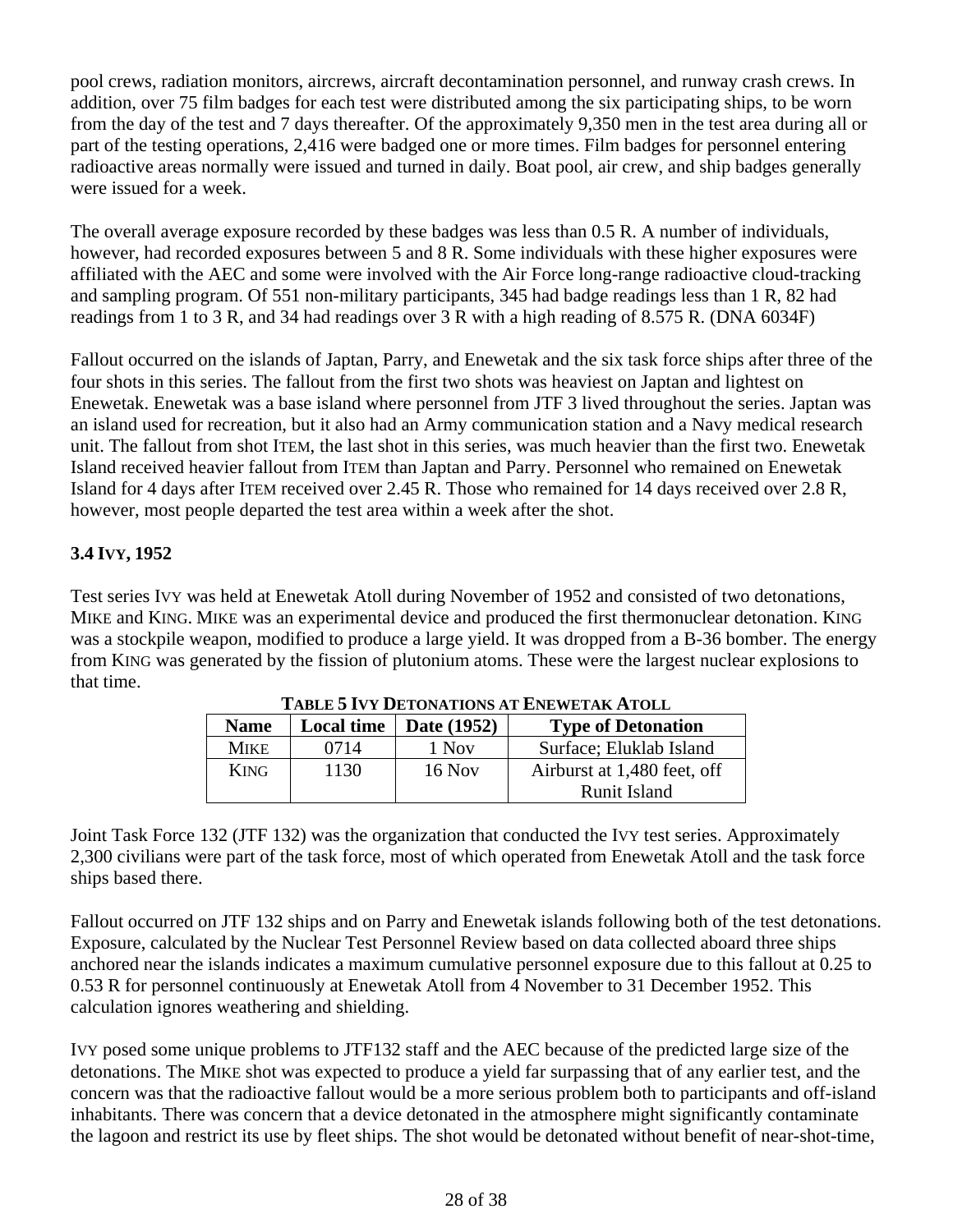pool crews, radiation monitors, aircrews, aircraft decontamination personnel, and runway crash crews. In addition, over 75 film badges for each test were distributed among the six participating ships, to be worn from the day of the test and 7 days thereafter. Of the approximately 9,350 men in the test area during all or part of the testing operations, 2,416 were badged one or more times. Film badges for personnel entering radioactive areas normally were issued and turned in daily. Boat pool, air crew, and ship badges generally were issued for a week.

The overall average exposure recorded by these badges was less than 0.5 R. A number of individuals, however, had recorded exposures between 5 and 8 R. Some individuals with these higher exposures were affiliated with the AEC and some were involved with the Air Force long-range radioactive cloud-tracking and sampling program. Of 551 non-military participants, 345 had badge readings less than 1 R, 82 had readings from 1 to 3 R, and 34 had readings over 3 R with a high reading of 8.575 R. (DNA 6034F)

Fallout occurred on the islands of Japtan, Parry, and Enewetak and the six task force ships after three of the four shots in this series. The fallout from the first two shots was heaviest on Japtan and lightest on Enewetak. Enewetak was a base island where personnel from JTF 3 lived throughout the series. Japtan was an island used for recreation, but it also had an Army communication station and a Navy medical research unit. The fallout from shot ITEM, the last shot in this series, was much heavier than the first two. Enewetak Island received heavier fallout from ITEM than Japtan and Parry. Personnel who remained on Enewetak Island for 4 days after ITEM received over 2.45 R. Those who remained for 14 days received over 2.8 R, however, most people departed the test area within a week after the shot.

### 3.4 IVY, 1952

Test series IVY was held at Enewetak Atoll during November of 1952 and consisted of two detonations, MIKE and KING. MIKE was an experimental device and produced the first thermonuclear detonation. KING was a stockpile weapon, modified to produce a large yield. It was dropped from a B-36 bomber. The energy from KING was generated by the fission of plutonium atoms. These were the largest nuclear explosions to that time.

**TABLE 5 IVY DETONATIONS AT ENEWETAK ATOLL**

| Name | Local time | Date (1952) | Type of Detonation |
|---|---|---|---|
| MIKE | 0714 | 1 Nov | Surface; Eluklab Island |
| KING | 1130 | 16 Nov | Airburst at 1,480 feet, off Runit Island |

Joint Task Force 132 (JTF 132) was the organization that conducted the IVY test series. Approximately 2,300 civilians were part of the task force, most of which operated from Enewetak Atoll and the task force ships based there.

Fallout occurred on JTF 132 ships and on Parry and Enewetak islands following both of the test detonations. Exposure, calculated by the Nuclear Test Personnel Review based on data collected aboard three ships anchored near the islands indicates a maximum cumulative personnel exposure due to this fallout at 0.25 to 0.53 R for personnel continuously at Enewetak Atoll from 4 November to 31 December 1952. This calculation ignores weathering and shielding.

IVY posed some unique problems to JTF132 staff and the AEC because of the predicted large size of the detonations. The MIKE shot was expected to produce a yield far surpassing that of any earlier test, and the concern was that the radioactive fallout would be a more serious problem both to participants and off-island inhabitants. There was concern that a device detonated in the atmosphere might significantly contaminate the lagoon and restrict its use by fleet ships. The shot would be detonated without benefit of near-shot-time,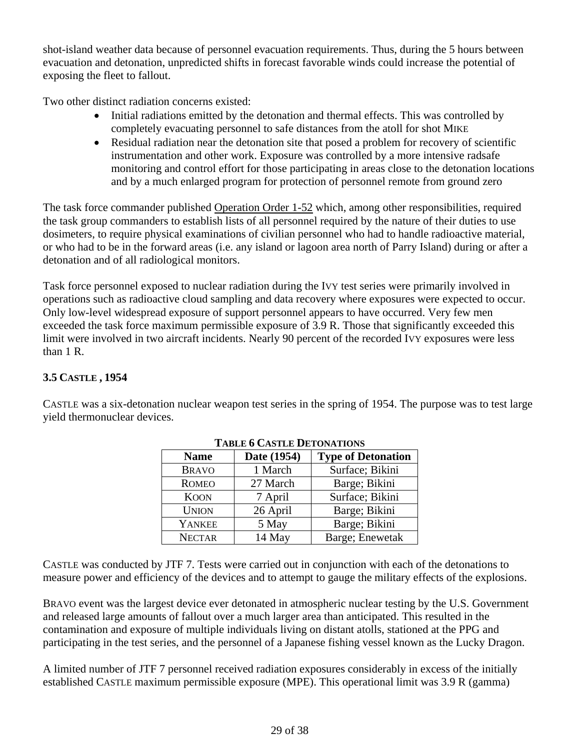shot-island weather data because of personnel evacuation requirements. Thus, during the 5 hours between evacuation and detonation, unpredicted shifts in forecast favorable winds could increase the potential of exposing the fleet to fallout.

Two other distinct radiation concerns existed:

- Initial radiations emitted by the detonation and thermal effects. This was controlled by completely evacuating personnel to safe distances from the atoll for shot MIKE
- Residual radiation near the detonation site that posed a problem for recovery of scientific instrumentation and other work. Exposure was controlled by a more intensive radsafe monitoring and control effort for those participating in areas close to the detonation locations and by a much enlarged program for protection of personnel remote from ground zero

The task force commander published Operation Order 1-52 which, among other responsibilities, required the task group commanders to establish lists of all personnel required by the nature of their duties to use dosimeters, to require physical examinations of civilian personnel who had to handle radioactive material, or who had to be in the forward areas (i.e. any island or lagoon area north of Parry Island) during or after a detonation and of all radiological monitors.

Task force personnel exposed to nuclear radiation during the IVY test series were primarily involved in operations such as radioactive cloud sampling and data recovery where exposures were expected to occur. Only low-level widespread exposure of support personnel appears to have occurred. Very few men exceeded the task force maximum permissible exposure of 3.9 R. Those that significantly exceeded this limit were involved in two aircraft incidents. Nearly 90 percent of the recorded IVY exposures were less than 1 R.

### 3.5 CASTLE , 1954

CASTLE was a six-detonation nuclear weapon test series in the spring of 1954. The purpose was to test large yield thermonuclear devices.

**TABLE 6 CASTLE DETONATIONS**

| Name | Date (1954) | Type of Detonation |
|---|---|---|
| BRAVO | 1 March | Surface; Bikini |
| ROMEO | 27 March | Barge; Bikini |
| KOON | 7 April | Surface; Bikini |
| UNION | 26 April | Barge; Bikini |
| YANKEE | 5 May | Barge; Bikini |
| NECTAR | 14 May | Barge; Enewetak |

CASTLE was conducted by JTF 7. Tests were carried out in conjunction with each of the detonations to measure power and efficiency of the devices and to attempt to gauge the military effects of the explosions.

BRAVO event was the largest device ever detonated in atmospheric nuclear testing by the U.S. Government and released large amounts of fallout over a much larger area than anticipated. This resulted in the contamination and exposure of multiple individuals living on distant atolls, stationed at the PPG and participating in the test series, and the personnel of a Japanese fishing vessel known as the Lucky Dragon.

A limited number of JTF 7 personnel received radiation exposures considerably in excess of the initially established CASTLE maximum permissible exposure (MPE). This operational limit was 3.9 R (gamma)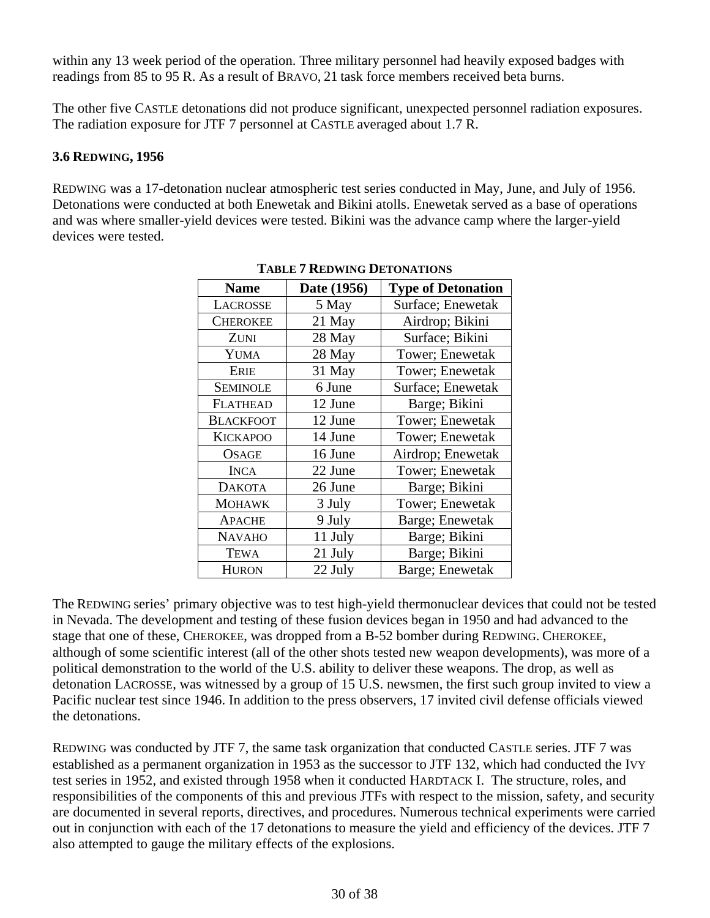within any 13 week period of the operation. Three military personnel had heavily exposed badges with readings from 85 to 95 R. As a result of BRAVO, 21 task force members received beta burns.

The other five CASTLE detonations did not produce significant, unexpected personnel radiation exposures. The radiation exposure for JTF 7 personnel at CASTLE averaged about 1.7 R.

### 3.6 REDWING, 1956

REDWING was a 17-detonation nuclear atmospheric test series conducted in May, June, and July of 1956. Detonations were conducted at both Enewetak and Bikini atolls. Enewetak served as a base of operations and was where smaller-yield devices were tested. Bikini was the advance camp where the larger-yield devices were tested.

**TABLE 7 REDWING DETONATIONS**

| Name | Date (1956) | Type of Detonation |
|---|---|---|
| LACROSSE | 5 May | Surface; Enewetak |
| CHEROKEE | 21 May | Airdrop; Bikini |
| ZUNI | 28 May | Surface; Bikini |
| YUMA | 28 May | Tower; Enewetak |
| ERIE | 31 May | Tower; Enewetak |
| SEMINOLE | 6 June | Surface; Enewetak |
| FLATHEAD | 12 June | Barge; Bikini |
| BLACKFOOT | 12 June | Tower; Enewetak |
| KICKAPOO | 14 June | Tower; Enewetak |
| OSAGE | 16 June | Airdrop; Enewetak |
| INCA | 22 June | Tower; Enewetak |
| DAKOTA | 26 June | Barge; Bikini |
| MOHAWK | 3 July | Tower; Enewetak |
| APACHE | 9 July | Barge; Enewetak |
| NAVAHO | 11 July | Barge; Bikini |
| TEWA | 21 July | Barge; Bikini |
| HURON | 22 July | Barge; Enewetak |

The REDWING series' primary objective was to test high-yield thermonuclear devices that could not be tested in Nevada. The development and testing of these fusion devices began in 1950 and had advanced to the stage that one of these, CHEROKEE, was dropped from a B-52 bomber during REDWING. CHEROKEE, although of some scientific interest (all of the other shots tested new weapon developments), was more of a political demonstration to the world of the U.S. ability to deliver these weapons. The drop, as well as detonation LACROSSE, was witnessed by a group of 15 U.S. newsmen, the first such group invited to view a Pacific nuclear test since 1946. In addition to the press observers, 17 invited civil defense officials viewed the detonations.

REDWING was conducted by JTF 7, the same task organization that conducted CASTLE series. JTF 7 was established as a permanent organization in 1953 as the successor to JTF 132, which had conducted the IVY test series in 1952, and existed through 1958 when it conducted HARDTACK I. The structure, roles, and responsibilities of the components of this and previous JTFs with respect to the mission, safety, and security are documented in several reports, directives, and procedures. Numerous technical experiments were carried out in conjunction with each of the 17 detonations to measure the yield and efficiency of the devices. JTF 7 also attempted to gauge the military effects of the explosions.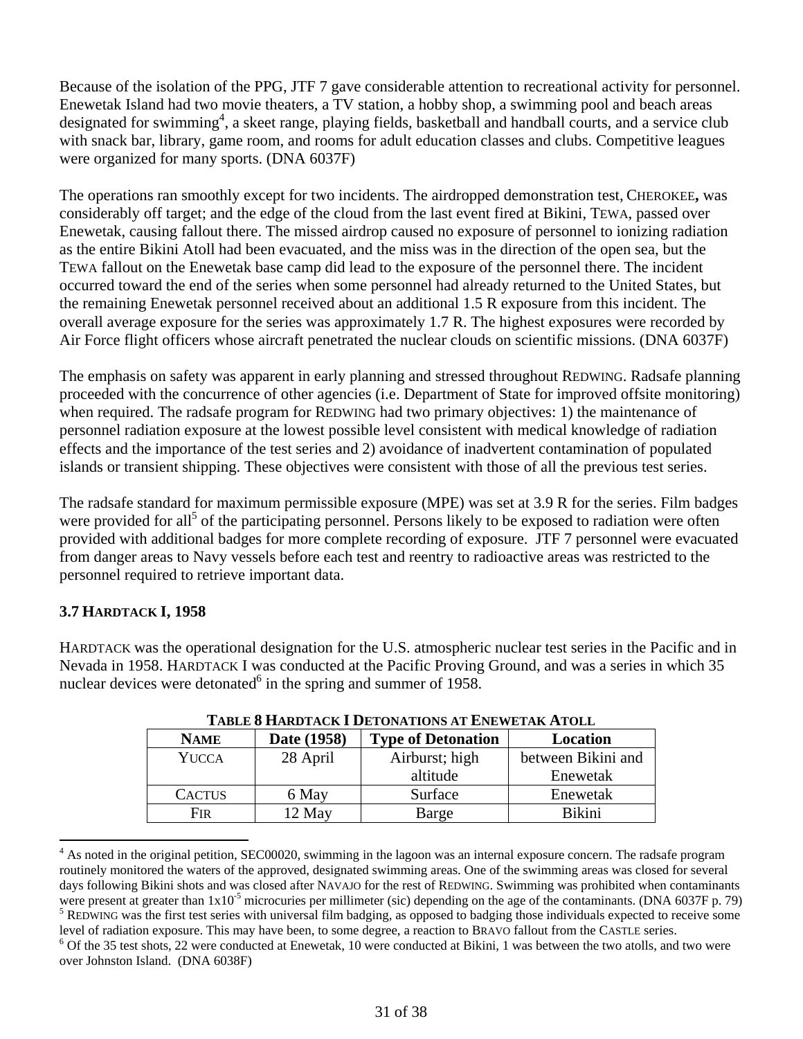Because of the isolation of the PPG, JTF 7 gave considerable attention to recreational activity for personnel. Enewetak Island had two movie theaters, a TV station, a hobby shop, a swimming pool and beach areas designated for swimming[4], a skeet range, playing fields, basketball and handball courts, and a service club with snack bar, library, game room, and rooms for adult education classes and clubs. Competitive leagues were organized for many sports. (DNA 6037F)

The operations ran smoothly except for two incidents. The airdropped demonstration test, CHEROKEE**,** was considerably off target; and the edge of the cloud from the last event fired at Bikini, TEWA, passed over Enewetak, causing fallout there. The missed airdrop caused no exposure of personnel to ionizing radiation as the entire Bikini Atoll had been evacuated, and the miss was in the direction of the open sea, but the TEWA fallout on the Enewetak base camp did lead to the exposure of the personnel there. The incident occurred toward the end of the series when some personnel had already returned to the United States, but the remaining Enewetak personnel received about an additional 1.5 R exposure from this incident. The overall average exposure for the series was approximately 1.7 R. The highest exposures were recorded by Air Force flight officers whose aircraft penetrated the nuclear clouds on scientific missions. (DNA 6037F)

The emphasis on safety was apparent in early planning and stressed throughout REDWING. Radsafe planning proceeded with the concurrence of other agencies (i.e. Department of State for improved offsite monitoring) when required. The radsafe program for REDWING had two primary objectives: 1) the maintenance of personnel radiation exposure at the lowest possible level consistent with medical knowledge of radiation effects and the importance of the test series and 2) avoidance of inadvertent contamination of populated islands or transient shipping. These objectives were consistent with those of all the previous test series.

The radsafe standard for maximum permissible exposure (MPE) was set at 3.9 R for the series. Film badges were provided for all[5] of the participating personnel. Persons likely to be exposed to radiation were often provided with additional badges for more complete recording of exposure. JTF 7 personnel were evacuated from danger areas to Navy vessels before each test and reentry to radioactive areas was restricted to the personnel required to retrieve important data.

### 3.7 HARDTACK I, 1958

HARDTACK was the operational designation for the U.S. atmospheric nuclear test series in the Pacific and in Nevada in 1958. HARDTACK I was conducted at the Pacific Proving Ground, and was a series in which 35 nuclear devices were detonated[6] in the spring and summer of 1958.

**TABLE 8 HARDTACK I DETONATIONS AT ENEWETAK ATOLL**

| NAME | Date (1958) | Type of Detonation | Location |
|---|---|---|---|
| YUCCA | 28 April | Airburst; high altitude | between Bikini and Enewetak |
| CACTUS | 6 May | Surface | Enewetak |
| FIR | 12 May | Barge | Bikini |

[4] As noted in the original petition, SEC00020, swimming in the lagoon was an internal exposure concern. The radsafe program routinely monitored the waters of the approved, designated swimming areas. One of the swimming areas was closed for several days following Bikini shots and was closed after NAVAJO for the rest of REDWING. Swimming was prohibited when contaminants were present at greater than $1x10^{-5}$ microcuries per millimeter (sic) depending on the age of the contaminants. (DNA 6037F p. 79)

[5] REDWING was the first test series with universal film badging, as opposed to badging those individuals expected to receive some level of radiation exposure. This may have been, to some degree, a reaction to BRAVO fallout from the CASTLE series.

[6] Of the 35 test shots, 22 were conducted at Enewetak, 10 were conducted at Bikini, 1 was between the two atolls, and two were over Johnston Island. (DNA 6038F)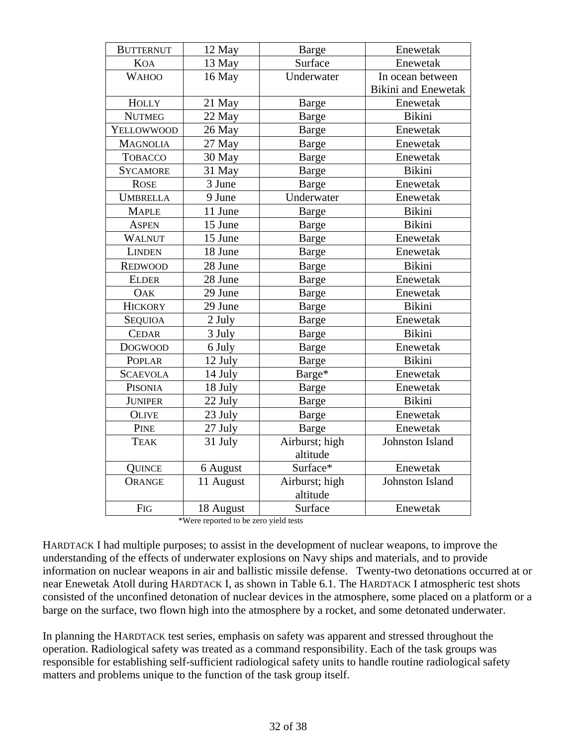| BUTTERNUT | 12 May | Barge | Enewetak |
|---|---|---|---|
| KOA | 13 May | Surface | Enewetak |
| WAHOO | 16 May | Underwater | In ocean between Bikini and Enewetak |
| HOLLY | 21 May | Barge | Enewetak |
| NUTMEG | 22 May | Barge | Bikini |
| YELLOWWOOD | 26 May | Barge | Enewetak |
| MAGNOLIA | 27 May | Barge | Enewetak |
| TOBACCO | 30 May | Barge | Enewetak |
| SYCAMORE | 31 May | Barge | Bikini |
| ROSE | 3 June | Barge | Enewetak |
| UMBRELLA | 9 June | Underwater | Enewetak |
| MAPLE | 11 June | Barge | Bikini |
| ASPEN | 15 June | Barge | Bikini |
| WALNUT | 15 June | Barge | Enewetak |
| LINDEN | 18 June | Barge | Enewetak |
| REDWOOD | 28 June | Barge | Bikini |
| ELDER | 28 June | Barge | Enewetak |
| OAK | 29 June | Barge | Enewetak |
| HICKORY | 29 June | Barge | Bikini |
| SEQUIOA | 2 July | Barge | Enewetak |
| CEDAR | 3 July | Barge | Bikini |
| DOGWOOD | 6 July | Barge | Enewetak |
| POPLAR | 12 July | Barge | Bikini |
| SCAEVOLA | 14 July | Barge* | Enewetak |
| PISONIA | 18 July | Barge | Enewetak |
| JUNIPER | 22 July | Barge | Bikini |
| OLIVE | 23 July | Barge | Enewetak |
| PINE | 27 July | Barge | Enewetak |
| TEAK | 31 July | Airburst; high altitude | Johnston Island |
| QUINCE | 6 August | Surface* | Enewetak |
| ORANGE | 11 August | Airburst; high altitude | Johnston Island |
| FIG | 18 August | Surface | Enewetak |

*Were reported to be zero yield tests

HARDTACK I had multiple purposes; to assist in the development of nuclear weapons, to improve the understanding of the effects of underwater explosions on Navy ships and materials, and to provide information on nuclear weapons in air and ballistic missile defense. Twenty-two detonations occurred at or near Enewetak Atoll during HARDTACK I, as shown in Table 6.1. The HARDTACK I atmospheric test shots consisted of the unconfined detonation of nuclear devices in the atmosphere, some placed on a platform or a barge on the surface, two flown high into the atmosphere by a rocket, and some detonated underwater.

In planning the HARDTACK test series, emphasis on safety was apparent and stressed throughout the operation. Radiological safety was treated as a command responsibility. Each of the task groups was responsible for establishing self-sufficient radiological safety units to handle routine radiological safety matters and problems unique to the function of the task group itself.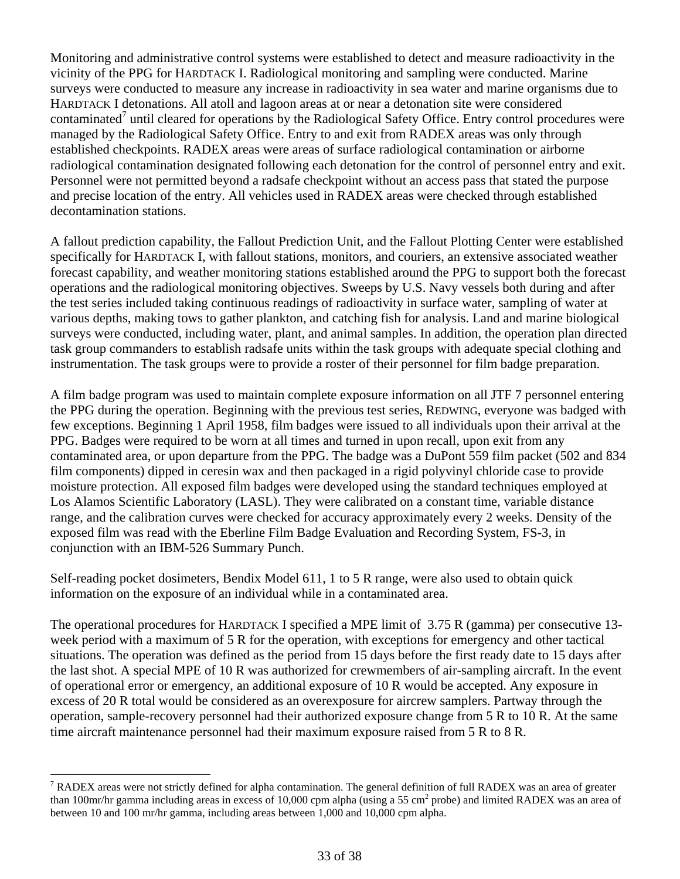Monitoring and administrative control systems were established to detect and measure radioactivity in the vicinity of the PPG for HARDTACK I. Radiological monitoring and sampling were conducted. Marine surveys were conducted to measure any increase in radioactivity in sea water and marine organisms due to HARDTACK I detonations. All atoll and lagoon areas at or near a detonation site were considered contaminated[7] until cleared for operations by the Radiological Safety Office. Entry control procedures were managed by the Radiological Safety Office. Entry to and exit from RADEX areas was only through established checkpoints. RADEX areas were areas of surface radiological contamination or airborne radiological contamination designated following each detonation for the control of personnel entry and exit. Personnel were not permitted beyond a radsafe checkpoint without an access pass that stated the purpose and precise location of the entry. All vehicles used in RADEX areas were checked through established decontamination stations.

A fallout prediction capability, the Fallout Prediction Unit, and the Fallout Plotting Center were established specifically for HARDTACK I, with fallout stations, monitors, and couriers, an extensive associated weather forecast capability, and weather monitoring stations established around the PPG to support both the forecast operations and the radiological monitoring objectives. Sweeps by U.S. Navy vessels both during and after the test series included taking continuous readings of radioactivity in surface water, sampling of water at various depths, making tows to gather plankton, and catching fish for analysis. Land and marine biological surveys were conducted, including water, plant, and animal samples. In addition, the operation plan directed task group commanders to establish radsafe units within the task groups with adequate special clothing and instrumentation. The task groups were to provide a roster of their personnel for film badge preparation.

A film badge program was used to maintain complete exposure information on all JTF 7 personnel entering the PPG during the operation. Beginning with the previous test series, REDWING, everyone was badged with few exceptions. Beginning 1 April 1958, film badges were issued to all individuals upon their arrival at the PPG. Badges were required to be worn at all times and turned in upon recall, upon exit from any contaminated area, or upon departure from the PPG. The badge was a DuPont 559 film packet (502 and 834 film components) dipped in ceresin wax and then packaged in a rigid polyvinyl chloride case to provide moisture protection. All exposed film badges were developed using the standard techniques employed at Los Alamos Scientific Laboratory (LASL). They were calibrated on a constant time, variable distance range, and the calibration curves were checked for accuracy approximately every 2 weeks. Density of the exposed film was read with the Eberline Film Badge Evaluation and Recording System, FS-3, in conjunction with an IBM-526 Summary Punch.

Self-reading pocket dosimeters, Bendix Model 611, 1 to 5 R range, were also used to obtain quick information on the exposure of an individual while in a contaminated area.

The operational procedures for HARDTACK I specified a MPE limit of 3.75 R (gamma) per consecutive 13-week period with a maximum of 5 R for the operation, with exceptions for emergency and other tactical situations. The operation was defined as the period from 15 days before the first ready date to 15 days after the last shot. A special MPE of 10 R was authorized for crewmembers of air-sampling aircraft. In the event of operational error or emergency, an additional exposure of 10 R would be accepted. Any exposure in excess of 20 R total would be considered as an overexposure for aircrew samplers. Partway through the operation, sample-recovery personnel had their authorized exposure change from 5 R to 10 R. At the same time aircraft maintenance personnel had their maximum exposure raised from 5 R to 8 R.

---

[7] RADEX areas were not strictly defined for alpha contamination. The general definition of full RADEX was an area of greater than 100mr/hr gamma including areas in excess of 10,000 cpm alpha (using a 55 $cm^2$ probe) and limited RADEX was an area of between 10 and 100 mr/hr gamma, including areas between 1,000 and 10,000 cpm alpha.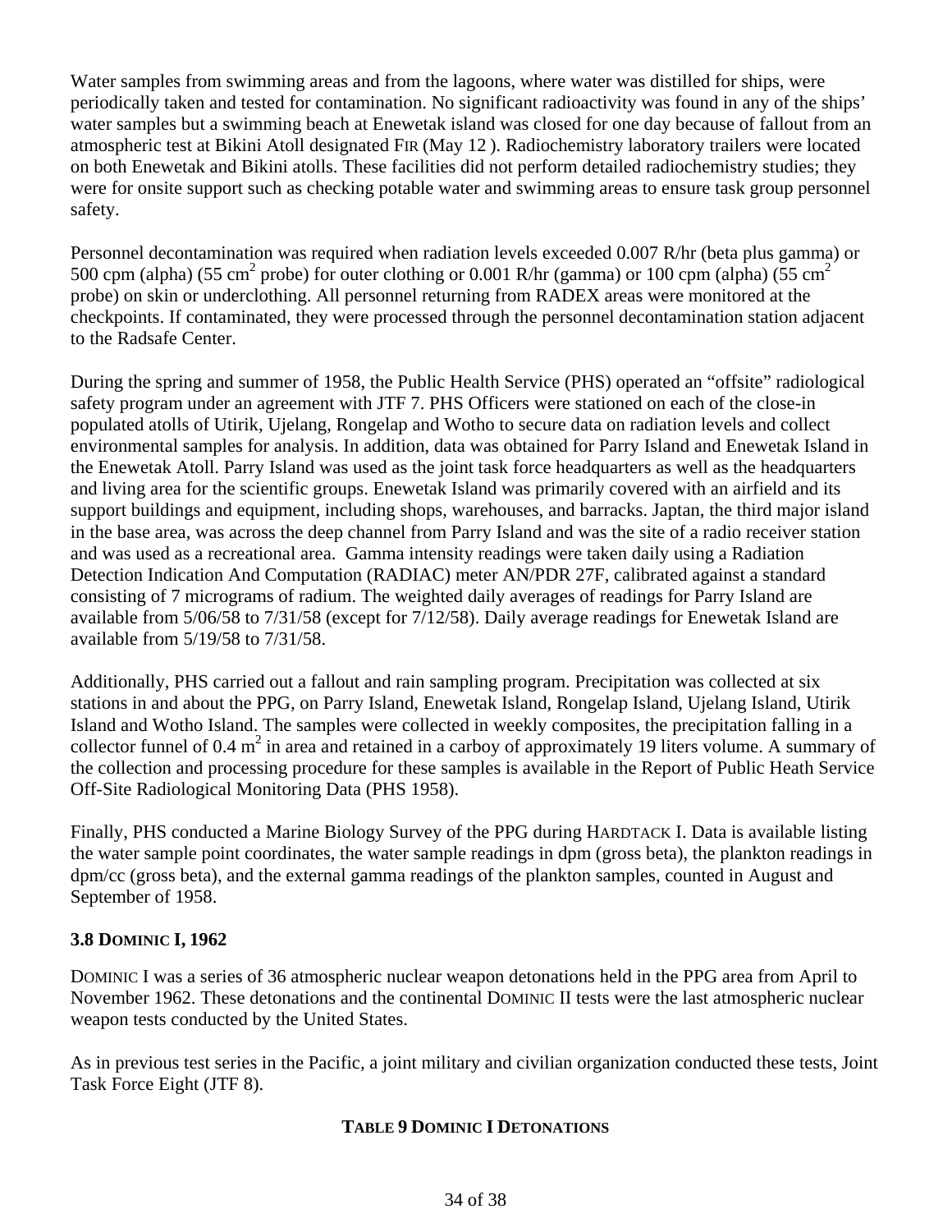Water samples from swimming areas and from the lagoons, where water was distilled for ships, were periodically taken and tested for contamination. No significant radioactivity was found in any of the ships' water samples but a swimming beach at Enewetak island was closed for one day because of fallout from an atmospheric test at Bikini Atoll designated FIR (May 12 ). Radiochemistry laboratory trailers were located on both Enewetak and Bikini atolls. These facilities did not perform detailed radiochemistry studies; they were for onsite support such as checking potable water and swimming areas to ensure task group personnel safety.

Personnel decontamination was required when radiation levels exceeded 0.007 R/hr (beta plus gamma) or 500 cpm (alpha) (55 $cm^2$ probe) for outer clothing or 0.001 R/hr (gamma) or 100 cpm (alpha) (55 $cm^2$ probe) on skin or underclothing. All personnel returning from RADEX areas were monitored at the checkpoints. If contaminated, they were processed through the personnel decontamination station adjacent to the Radsafe Center.

During the spring and summer of 1958, the Public Health Service (PHS) operated an "offsite" radiological safety program under an agreement with JTF 7. PHS Officers were stationed on each of the close-in populated atolls of Utirik, Ujelang, Rongelap and Wotho to secure data on radiation levels and collect environmental samples for analysis. In addition, data was obtained for Parry Island and Enewetak Island in the Enewetak Atoll. Parry Island was used as the joint task force headquarters as well as the headquarters and living area for the scientific groups. Enewetak Island was primarily covered with an airfield and its support buildings and equipment, including shops, warehouses, and barracks. Japtan, the third major island in the base area, was across the deep channel from Parry Island and was the site of a radio receiver station and was used as a recreational area. Gamma intensity readings were taken daily using a Radiation Detection Indication And Computation (RADIAC) meter AN/PDR 27F, calibrated against a standard consisting of 7 micrograms of radium. The weighted daily averages of readings for Parry Island are available from 5/06/58 to 7/31/58 (except for 7/12/58). Daily average readings for Enewetak Island are available from 5/19/58 to 7/31/58.

Additionally, PHS carried out a fallout and rain sampling program. Precipitation was collected at six stations in and about the PPG, on Parry Island, Enewetak Island, Rongelap Island, Ujelang Island, Utirik Island and Wotho Island. The samples were collected in weekly composites, the precipitation falling in a collector funnel of 0.4 $m^2$ in area and retained in a carboy of approximately 19 liters volume. A summary of the collection and processing procedure for these samples is available in the Report of Public Heath Service Off-Site Radiological Monitoring Data (PHS 1958).

Finally, PHS conducted a Marine Biology Survey of the PPG during HARDTACK I. Data is available listing the water sample point coordinates, the water sample readings in dpm (gross beta), the plankton readings in dpm/cc (gross beta), and the external gamma readings of the plankton samples, counted in August and September of 1958.

### 3.8 DOMINIC I, 1962

DOMINIC I was a series of 36 atmospheric nuclear weapon detonations held in the PPG area from April to November 1962. These detonations and the continental DOMINIC II tests were the last atmospheric nuclear weapon tests conducted by the United States.

As in previous test series in the Pacific, a joint military and civilian organization conducted these tests, Joint Task Force Eight (JTF 8).

**TABLE 9 DOMINIC I DETONATIONS**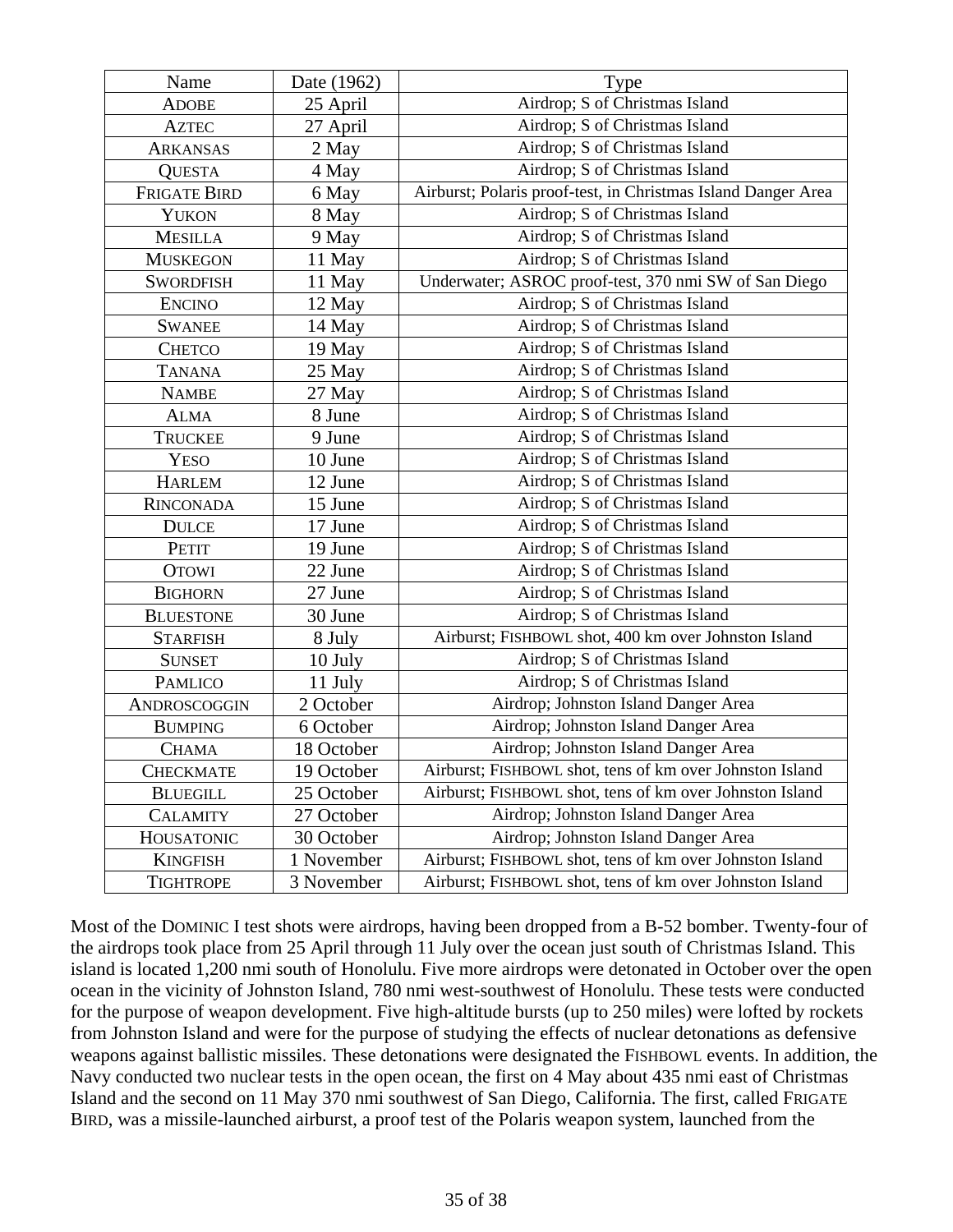| Name | Date (1962) | Type |
|---|---|---|
| ADOBE | 25 April | Airdrop; S of Christmas Island |
| AZTEC | 27 April | Airdrop; S of Christmas Island |
| ARKANSAS | 2 May | Airdrop; S of Christmas Island |
| QUESTA | 4 May | Airdrop; S of Christmas Island |
| FRIGATE BIRD | 6 May | Airburst; Polaris proof-test, in Christmas Island Danger Area |
| YUKON | 8 May | Airdrop; S of Christmas Island |
| MESILLA | 9 May | Airdrop; S of Christmas Island |
| MUSKEGON | 11 May | Airdrop; S of Christmas Island |
| SWORDFISH | 11 May | Underwater; ASROC proof-test, 370 nmi SW of San Diego |
| ENCINO | 12 May | Airdrop; S of Christmas Island |
| SWANEE | 14 May | Airdrop; S of Christmas Island |
| CHETCO | 19 May | Airdrop; S of Christmas Island |
| TANANA | 25 May | Airdrop; S of Christmas Island |
| NAMBE | 27 May | Airdrop; S of Christmas Island |
| ALMA | 8 June | Airdrop; S of Christmas Island |
| TRUCKEE | 9 June | Airdrop; S of Christmas Island |
| YESO | 10 June | Airdrop; S of Christmas Island |
| HARLEM | 12 June | Airdrop; S of Christmas Island |
| RINCONADA | 15 June | Airdrop; S of Christmas Island |
| DULCE | 17 June | Airdrop; S of Christmas Island |
| PETIT | 19 June | Airdrop; S of Christmas Island |
| OTOWI | 22 June | Airdrop; S of Christmas Island |
| BIGHORN | 27 June | Airdrop; S of Christmas Island |
| BLUESTONE | 30 June | Airdrop; S of Christmas Island |
| STARFISH | 8 July | Airburst; FISHBOWL shot, 400 km over Johnston Island |
| SUNSET | 10 July | Airdrop; S of Christmas Island |
| PAMLICO | 11 July | Airdrop; S of Christmas Island |
| ANDROSCOGGIN | 2 October | Airdrop; Johnston Island Danger Area |
| BUMPING | 6 October | Airdrop; Johnston Island Danger Area |
| CHAMA | 18 October | Airdrop; Johnston Island Danger Area |
| CHECKMATE | 19 October | Airburst; FISHBOWL shot, tens of km over Johnston Island |
| BLUEGILL | 25 October | Airburst; FISHBOWL shot, tens of km over Johnston Island |
| CALAMITY | 27 October | Airdrop; Johnston Island Danger Area |
| HOUSATONIC | 30 October | Airdrop; Johnston Island Danger Area |
| KINGFISH | 1 November | Airburst; FISHBOWL shot, tens of km over Johnston Island |
| TIGHTROPE | 3 November | Airburst; FISHBOWL shot, tens of km over Johnston Island |

Most of the DOMINIC I test shots were airdrops, having been dropped from a B-52 bomber. Twenty-four of the airdrops took place from 25 April through 11 July over the ocean just south of Christmas Island. This island is located 1,200 nmi south of Honolulu. Five more airdrops were detonated in October over the open ocean in the vicinity of Johnston Island, 780 nmi west-southwest of Honolulu. These tests were conducted for the purpose of weapon development. Five high-altitude bursts (up to 250 miles) were lofted by rockets from Johnston Island and were for the purpose of studying the effects of nuclear detonations as defensive weapons against ballistic missiles. These detonations were designated the FISHBOWL events. In addition, the Navy conducted two nuclear tests in the open ocean, the first on 4 May about 435 nmi east of Christmas Island and the second on 11 May 370 nmi southwest of San Diego, California. The first, called FRIGATE BIRD, was a missile-launched airburst, a proof test of the Polaris weapon system, launched from the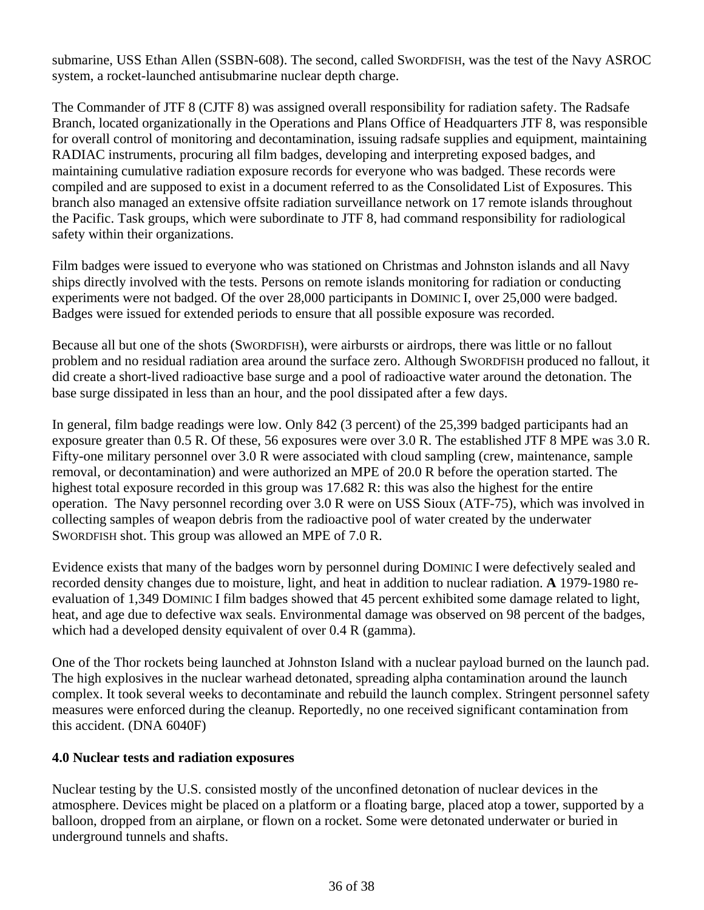submarine, USS Ethan Allen (SSBN-608). The second, called SWORDFISH, was the test of the Navy ASROC system, a rocket-launched antisubmarine nuclear depth charge.

The Commander of JTF 8 (CJTF 8) was assigned overall responsibility for radiation safety. The Radsafe Branch, located organizationally in the Operations and Plans Office of Headquarters JTF 8, was responsible for overall control of monitoring and decontamination, issuing radsafe supplies and equipment, maintaining RADIAC instruments, procuring all film badges, developing and interpreting exposed badges, and maintaining cumulative radiation exposure records for everyone who was badged. These records were compiled and are supposed to exist in a document referred to as the Consolidated List of Exposures. This branch also managed an extensive offsite radiation surveillance network on 17 remote islands throughout the Pacific. Task groups, which were subordinate to JTF 8, had command responsibility for radiological safety within their organizations.

Film badges were issued to everyone who was stationed on Christmas and Johnston islands and all Navy ships directly involved with the tests. Persons on remote islands monitoring for radiation or conducting experiments were not badged. Of the over 28,000 participants in DOMINIC I, over 25,000 were badged. Badges were issued for extended periods to ensure that all possible exposure was recorded.

Because all but one of the shots (SWORDFISH), were airbursts or airdrops, there was little or no fallout problem and no residual radiation area around the surface zero. Although SWORDFISH produced no fallout, it did create a short-lived radioactive base surge and a pool of radioactive water around the detonation. The base surge dissipated in less than an hour, and the pool dissipated after a few days.

In general, film badge readings were low. Only 842 (3 percent) of the 25,399 badged participants had an exposure greater than 0.5 R. Of these, 56 exposures were over 3.0 R. The established JTF 8 MPE was 3.0 R. Fifty-one military personnel over 3.0 R were associated with cloud sampling (crew, maintenance, sample removal, or decontamination) and were authorized an MPE of 20.0 R before the operation started. The highest total exposure recorded in this group was 17.682 R: this was also the highest for the entire operation. The Navy personnel recording over 3.0 R were on USS Sioux (ATF-75), which was involved in collecting samples of weapon debris from the radioactive pool of water created by the underwater SWORDFISH shot. This group was allowed an MPE of 7.0 R.

Evidence exists that many of the badges worn by personnel during DOMINIC I were defectively sealed and recorded density changes due to moisture, light, and heat in addition to nuclear radiation. **A** 1979-1980 re-evaluation of 1,349 DOMINIC I film badges showed that 45 percent exhibited some damage related to light, heat, and age due to defective wax seals. Environmental damage was observed on 98 percent of the badges, which had a developed density equivalent of over 0.4 R (gamma).

One of the Thor rockets being launched at Johnston Island with a nuclear payload burned on the launch pad. The high explosives in the nuclear warhead detonated, spreading alpha contamination around the launch complex. It took several weeks to decontaminate and rebuild the launch complex. Stringent personnel safety measures were enforced during the cleanup. Reportedly, no one received significant contamination from this accident. (DNA 6040F)

**4.0 Nuclear tests and radiation exposures**

Nuclear testing by the U.S. consisted mostly of the unconfined detonation of nuclear devices in the atmosphere. Devices might be placed on a platform or a floating barge, placed atop a tower, supported by a balloon, dropped from an airplane, or flown on a rocket. Some were detonated underwater or buried in underground tunnels and shafts.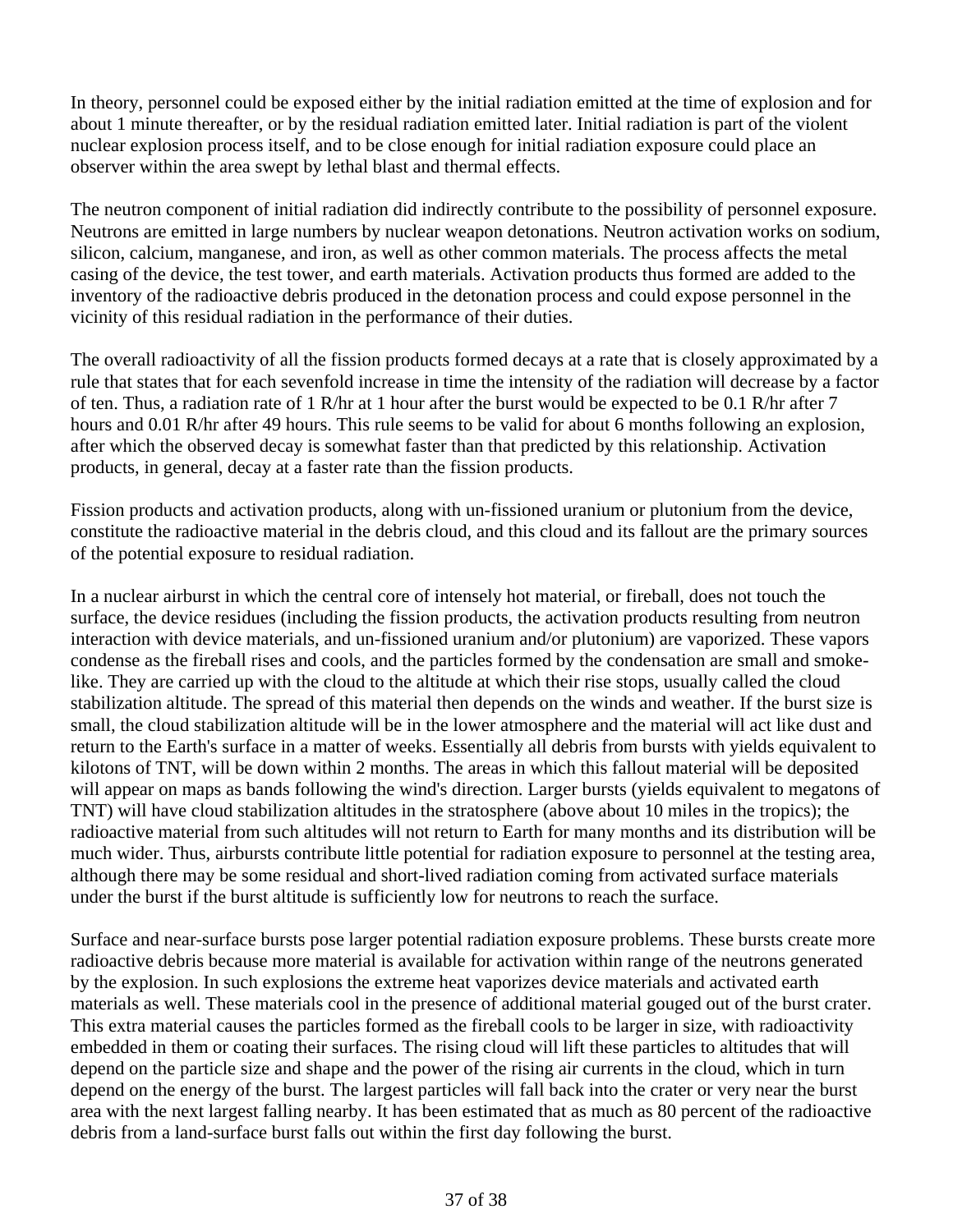In theory, personnel could be exposed either by the initial radiation emitted at the time of explosion and for about 1 minute thereafter, or by the residual radiation emitted later. Initial radiation is part of the violent nuclear explosion process itself, and to be close enough for initial radiation exposure could place an observer within the area swept by lethal blast and thermal effects.

The neutron component of initial radiation did indirectly contribute to the possibility of personnel exposure. Neutrons are emitted in large numbers by nuclear weapon detonations. Neutron activation works on sodium, silicon, calcium, manganese, and iron, as well as other common materials. The process affects the metal casing of the device, the test tower, and earth materials. Activation products thus formed are added to the inventory of the radioactive debris produced in the detonation process and could expose personnel in the vicinity of this residual radiation in the performance of their duties.

The overall radioactivity of all the fission products formed decays at a rate that is closely approximated by a rule that states that for each sevenfold increase in time the intensity of the radiation will decrease by a factor of ten. Thus, a radiation rate of 1 R/hr at 1 hour after the burst would be expected to be 0.1 R/hr after 7 hours and 0.01 R/hr after 49 hours. This rule seems to be valid for about 6 months following an explosion, after which the observed decay is somewhat faster than that predicted by this relationship. Activation products, in general, decay at a faster rate than the fission products.

Fission products and activation products, along with un-fissioned uranium or plutonium from the device, constitute the radioactive material in the debris cloud, and this cloud and its fallout are the primary sources of the potential exposure to residual radiation.

In a nuclear airburst in which the central core of intensely hot material, or fireball, does not touch the surface, the device residues (including the fission products, the activation products resulting from neutron interaction with device materials, and un-fissioned uranium and/or plutonium) are vaporized. These vapors condense as the fireball rises and cools, and the particles formed by the condensation are small and smoke-like. They are carried up with the cloud to the altitude at which their rise stops, usually called the cloud stabilization altitude. The spread of this material then depends on the winds and weather. If the burst size is small, the cloud stabilization altitude will be in the lower atmosphere and the material will act like dust and return to the Earth's surface in a matter of weeks. Essentially all debris from bursts with yields equivalent to kilotons of TNT, will be down within 2 months. The areas in which this fallout material will be deposited will appear on maps as bands following the wind's direction. Larger bursts (yields equivalent to megatons of TNT) will have cloud stabilization altitudes in the stratosphere (above about 10 miles in the tropics); the radioactive material from such altitudes will not return to Earth for many months and its distribution will be much wider. Thus, airbursts contribute little potential for radiation exposure to personnel at the testing area, although there may be some residual and short-lived radiation coming from activated surface materials under the burst if the burst altitude is sufficiently low for neutrons to reach the surface.

Surface and near-surface bursts pose larger potential radiation exposure problems. These bursts create more radioactive debris because more material is available for activation within range of the neutrons generated by the explosion. In such explosions the extreme heat vaporizes device materials and activated earth materials as well. These materials cool in the presence of additional material gouged out of the burst crater. This extra material causes the particles formed as the fireball cools to be larger in size, with radioactivity embedded in them or coating their surfaces. The rising cloud will lift these particles to altitudes that will depend on the particle size and shape and the power of the rising air currents in the cloud, which in turn depend on the energy of the burst. The largest particles will fall back into the crater or very near the burst area with the next largest falling nearby. It has been estimated that as much as 80 percent of the radioactive debris from a land-surface burst falls out within the first day following the burst.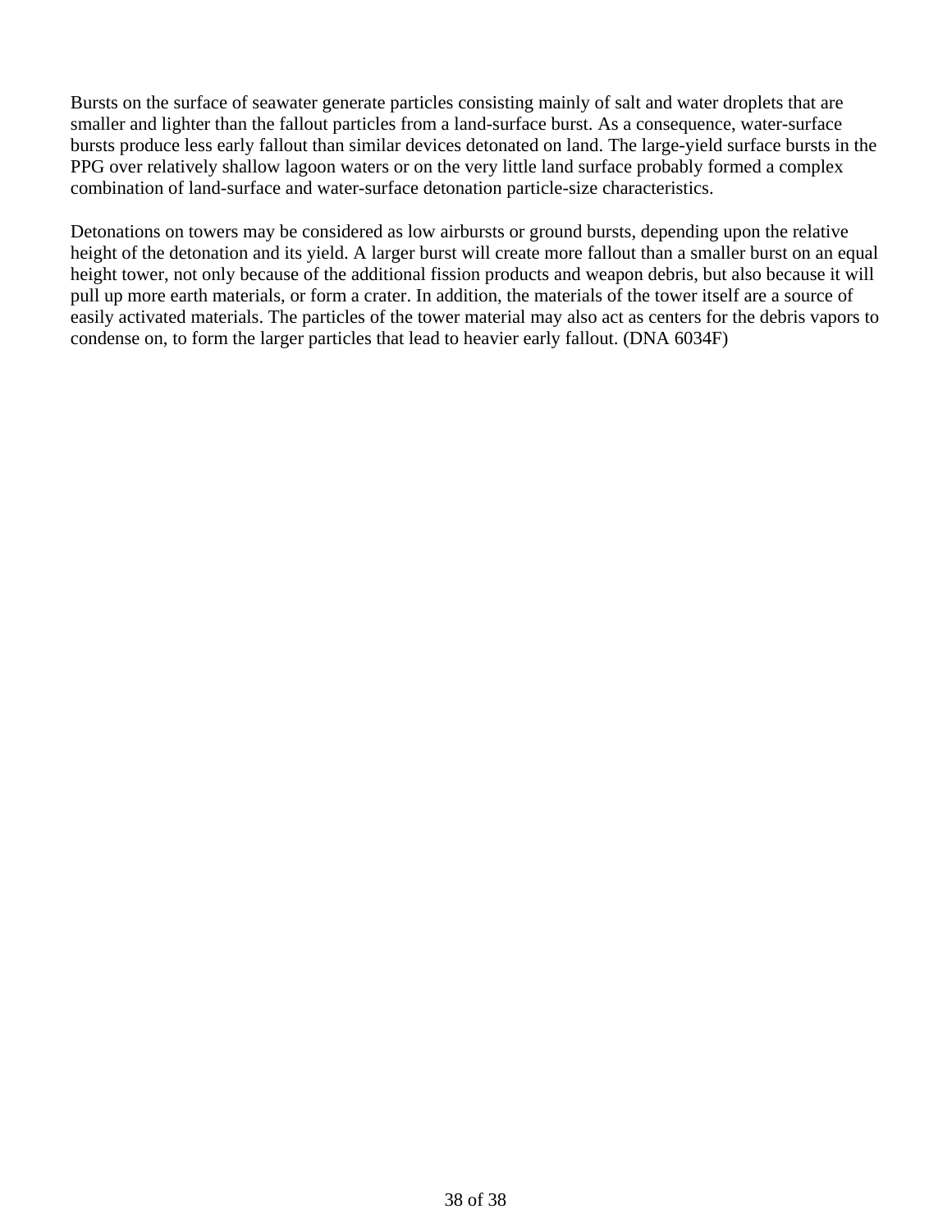Bursts on the surface of seawater generate particles consisting mainly of salt and water droplets that are smaller and lighter than the fallout particles from a land-surface burst. As a consequence, water-surface bursts produce less early fallout than similar devices detonated on land. The large-yield surface bursts in the PPG over relatively shallow lagoon waters or on the very little land surface probably formed a complex combination of land-surface and water-surface detonation particle-size characteristics.

Detonations on towers may be considered as low airbursts or ground bursts, depending upon the relative height of the detonation and its yield. A larger burst will create more fallout than a smaller burst on an equal height tower, not only because of the additional fission products and weapon debris, but also because it will pull up more earth materials, or form a crater. In addition, the materials of the tower itself are a source of easily activated materials. The particles of the tower material may also act as centers for the debris vapors to condense on, to form the larger particles that lead to heavier early fallout. (DNA 6034F)